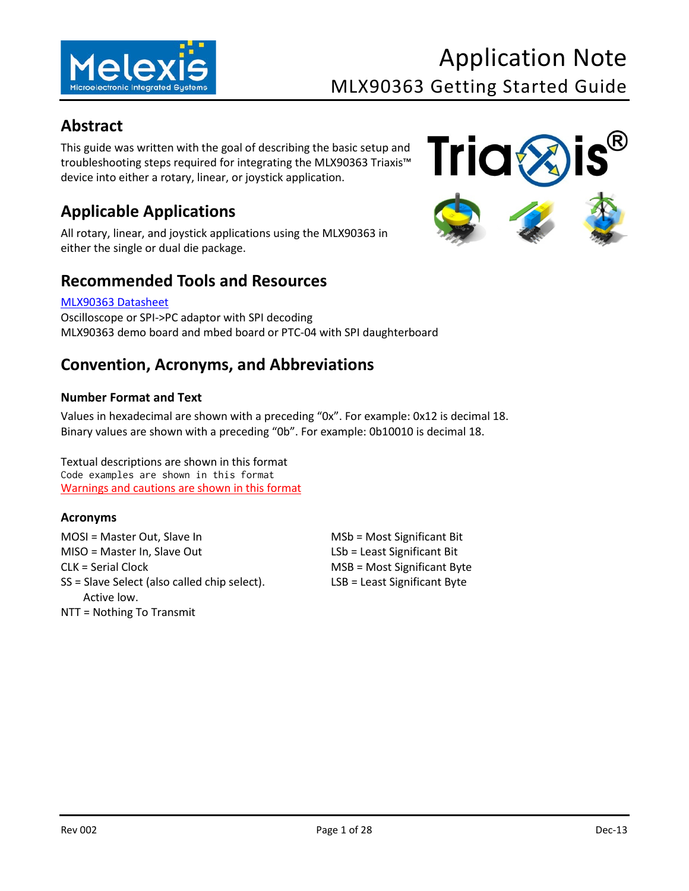# Application Note
## MLX90363 Getting Started Guide

## Abstract

This guide was written with the goal of describing the basic setup and troubleshooting steps required for integrating the MLX90363 Triaxis™ device into either a rotary, linear, or joystick application.

## Applicable Applications

All rotary, linear, and joystick applications using the MLX90363 in either the single or dual die package.

## Recommended Tools and Resources

[MLX90363 Datasheet](MLX90363 Datasheet)
Oscilloscope or SPI->PC adaptor with SPI decoding
MLX90363 demo board and mbed board or PTC-04 with SPI daughterboard

## Convention, Acronyms, and Abbreviations

### Number Format and Text

Values in hexadecimal are shown with a preceding "0x". For example: 0x12 is decimal 18.
Binary values are shown with a preceding "0b". For example: 0b10010 is decimal 18.

Textual descriptions are shown in this format
`Code examples are shown in this format`
Warnings and cautions are shown in this format

### Acronyms

MOSI = Master Out, Slave In
MISO = Master In, Slave Out
CLK = Serial Clock
SS = Slave Select (also called chip select). Active low.
NTT = Nothing To Transmit

MSb = Most Significant Bit
LSb = Least Significant Bit
MSB = Most Significant Byte
LSB = Least Significant Byte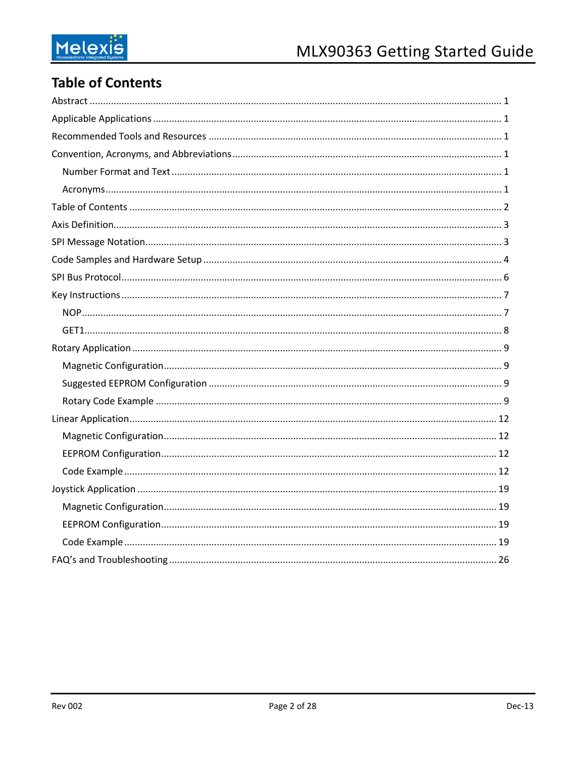# Table of Contents

Abstract ........................................................................................................................................ 1

Applicable Applications ................................................................................................................ 1

Recommended Tools and Resources ........................................................................................... 1

Convention, Acronyms, and Abbreviations .................................................................................. 1

- Number Format and Text ......................................................................................................... 1
- Acronyms .................................................................................................................................. 1

Table of Contents ......................................................................................................................... 2

Axis Definition ............................................................................................................................... 3

SPI Message Notation ................................................................................................................... 3

Code Samples and Hardware Setup ............................................................................................. 4

SPI Bus Protocol ............................................................................................................................ 6

Key Instructions ............................................................................................................................ 7

- NOP ........................................................................................................................................... 7
- GET1 .......................................................................................................................................... 8

Rotary Application ........................................................................................................................ 9

- Magnetic Configuration ............................................................................................................ 9
- Suggested EEPROM Configuration ........................................................................................... 9
- Rotary Code Example ............................................................................................................... 9

Linear Application ....................................................................................................................... 12

- Magnetic Configuration .......................................................................................................... 12
- EEPROM Configuration ........................................................................................................... 12
- Code Example ......................................................................................................................... 12

Joystick Application .................................................................................................................... 19

- Magnetic Configuration .......................................................................................................... 19
- EEPROM Configuration ........................................................................................................... 19
- Code Example ......................................................................................................................... 19

FAQ's and Troubleshooting ........................................................................................................ 26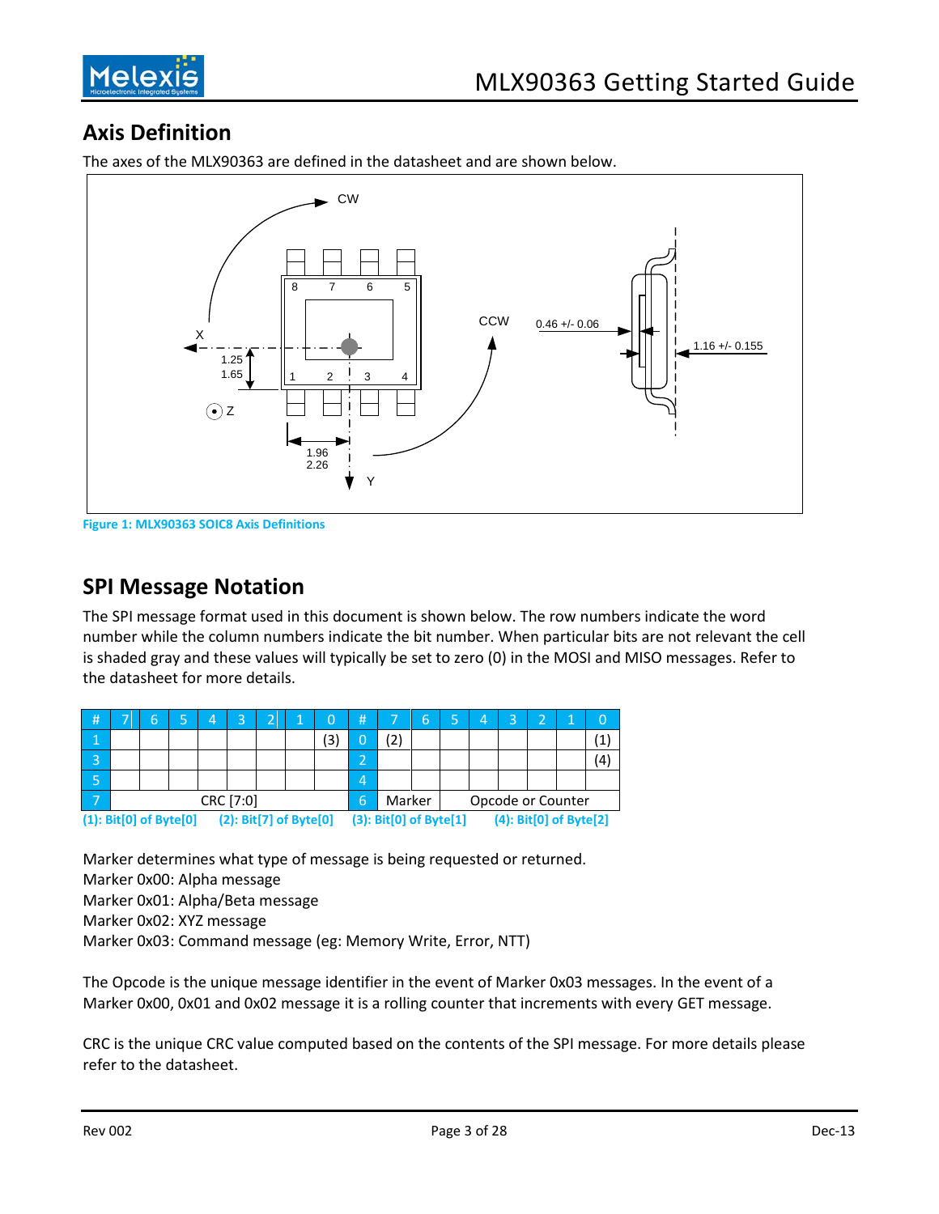## Axis Definition

The axes of the MLX90363 are defined in the datasheet and are shown below.

Figure 1: MLX90363 SOIC8 Axis Definitions

## SPI Message Notation

The SPI message format used in this document is shown below. The row numbers indicate the word number while the column numbers indicate the bit number. When particular bits are not relevant the cell is shaded gray and these values will typically be set to zero (0) in the MOSI and MISO messages. Refer to the datasheet for more details.

| # | 7 | 6 | 5 | 4 | 3 | 2 | 1 | 0 | # | 7 | 6 | 5 | 4 | 3 | 2 | 1 | 0 |
|---|---|---|---|---|---|---|---|---|---|---|---|---|---|---|---|---|---|
| 1 | | | | | | | | (3) | 0 | (2) | | | | | | | (1) |
| 3 | | | | | | | | | 2 | | | | | | | | (4) |
| 5 | | | | | | | | | 4 | | | | | | | | |
| 7 | CRC [7:0] | | | | | | | | 6 | Marker | | Opcode or Counter | | | | | |

(1): Bit[0] of Byte[0] (2): Bit[7] of Byte[0] (3): Bit[0] of Byte[1] (4): Bit[0] of Byte[2]

Marker determines what type of message is being requested or returned.
Marker 0x00: Alpha message
Marker 0x01: Alpha/Beta message
Marker 0x02: XYZ message
Marker 0x03: Command message (eg: Memory Write, Error, NTT)

The Opcode is the unique message identifier in the event of Marker 0x03 messages. In the event of a Marker 0x00, 0x01 and 0x02 message it is a rolling counter that increments with every GET message.

CRC is the unique CRC value computed based on the contents of the SPI message. For more details please refer to the datasheet.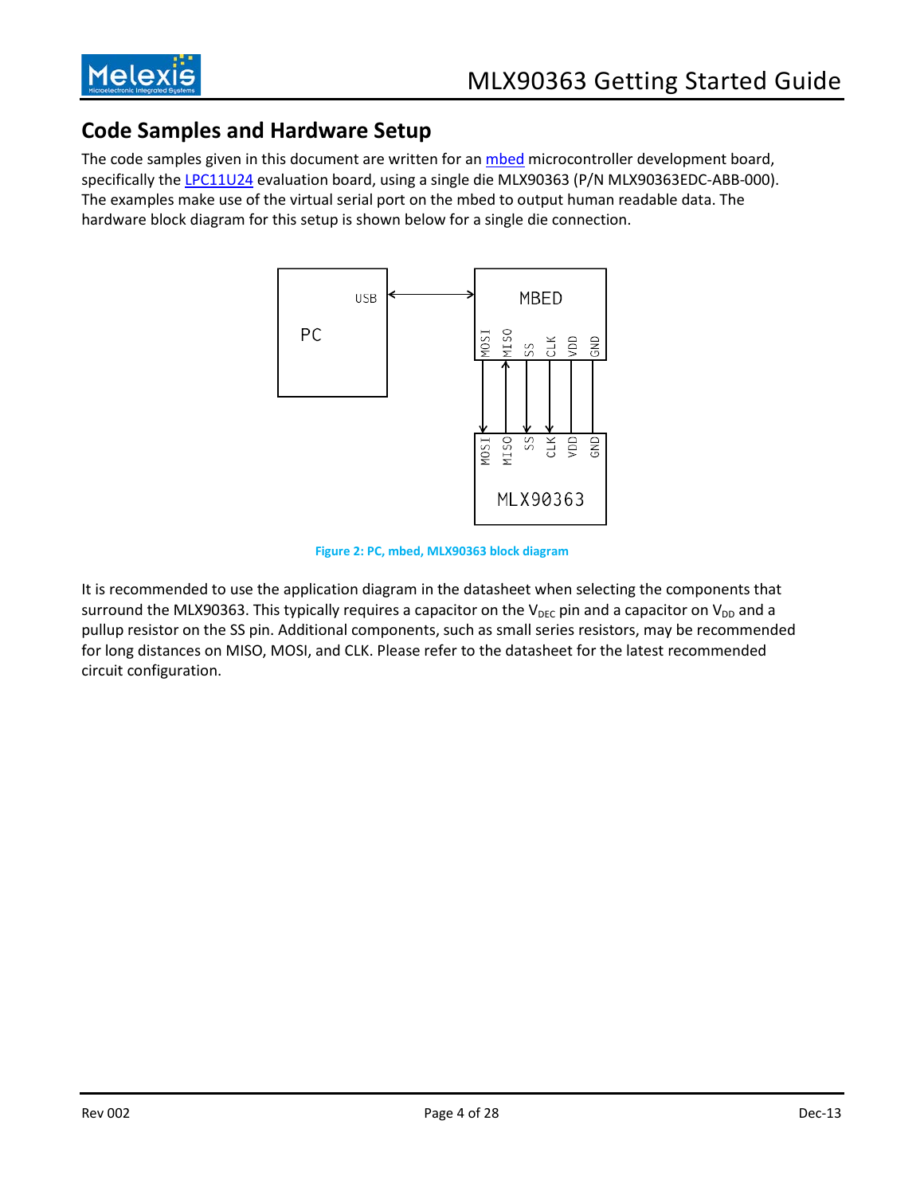## Code Samples and Hardware Setup

The code samples given in this document are written for an mbed microcontroller development board, specifically the LPC11U24 evaluation board, using a single die MLX90363 (P/N MLX90363EDC-ABB-000). The examples make use of the virtual serial port on the mbed to output human readable data. The hardware block diagram for this setup is shown below for a single die connection.

Figure 2: PC, mbed, MLX90363 block diagram

It is recommended to use the application diagram in the datasheet when selecting the components that surround the MLX90363. This typically requires a capacitor on the $V_{DEC}$ pin and a capacitor on $V_{DD}$ and a pullup resistor on the SS pin. Additional components, such as small series resistors, may be recommended for long distances on MISO, MOSI, and CLK. Please refer to the datasheet for the latest recommended circuit configuration.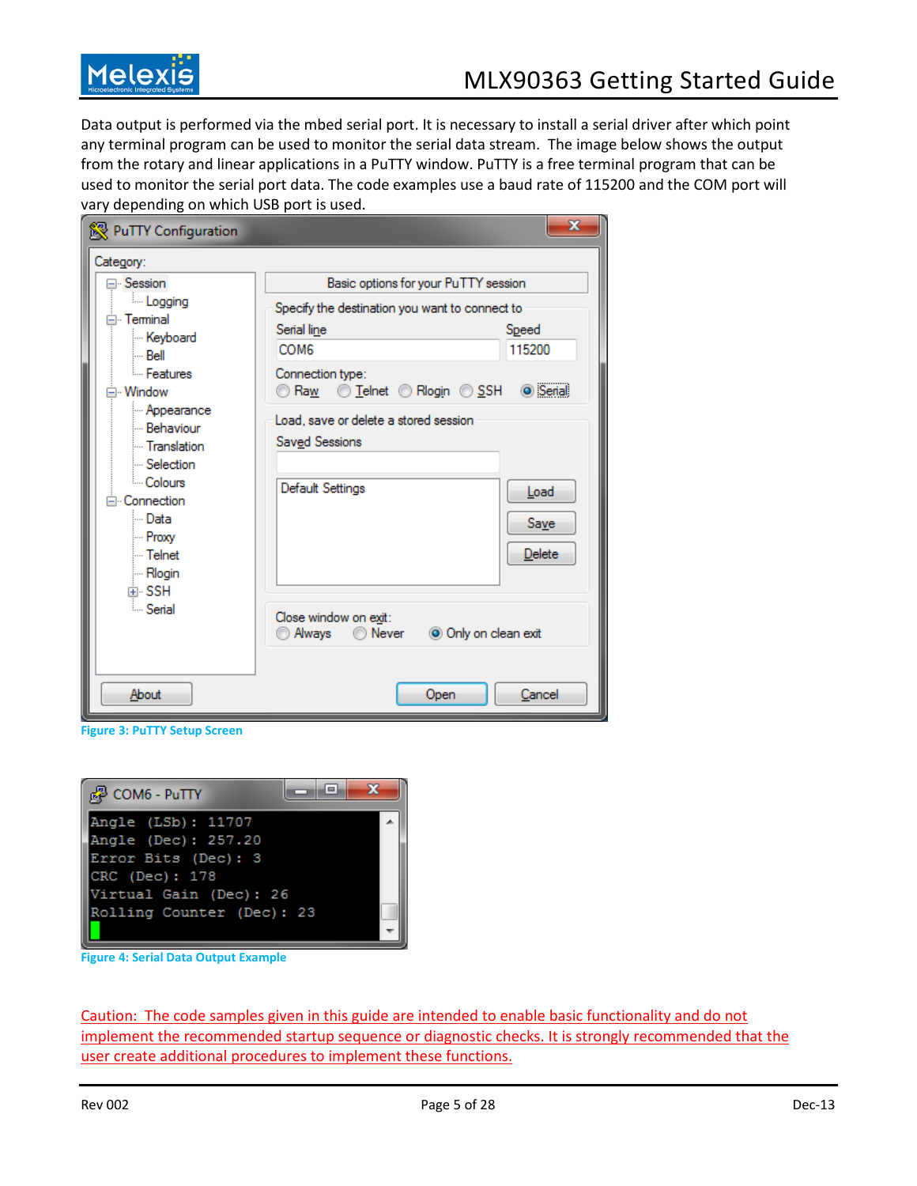Data output is performed via the mbed serial port. It is necessary to install a serial driver after which point any terminal program can be used to monitor the serial data stream. The image below shows the output from the rotary and linear applications in a PuTTY window. PuTTY is a free terminal program that can be used to monitor the serial port data. The code examples use a baud rate of 115200 and the COM port will vary depending on which USB port is used.

**Figure 3: PuTTY Setup Screen**

```
Angle (LSb): 11707
Angle (Dec): 257.20
Error Bits (Dec): 3
CRC (Dec): 178
Virtual Gain (Dec): 26
Rolling Counter (Dec): 23
```

**Figure 4: Serial Data Output Example**

Caution: The code samples given in this guide are intended to enable basic functionality and do not implement the recommended startup sequence or diagnostic checks. It is strongly recommended that the user create additional procedures to implement these functions.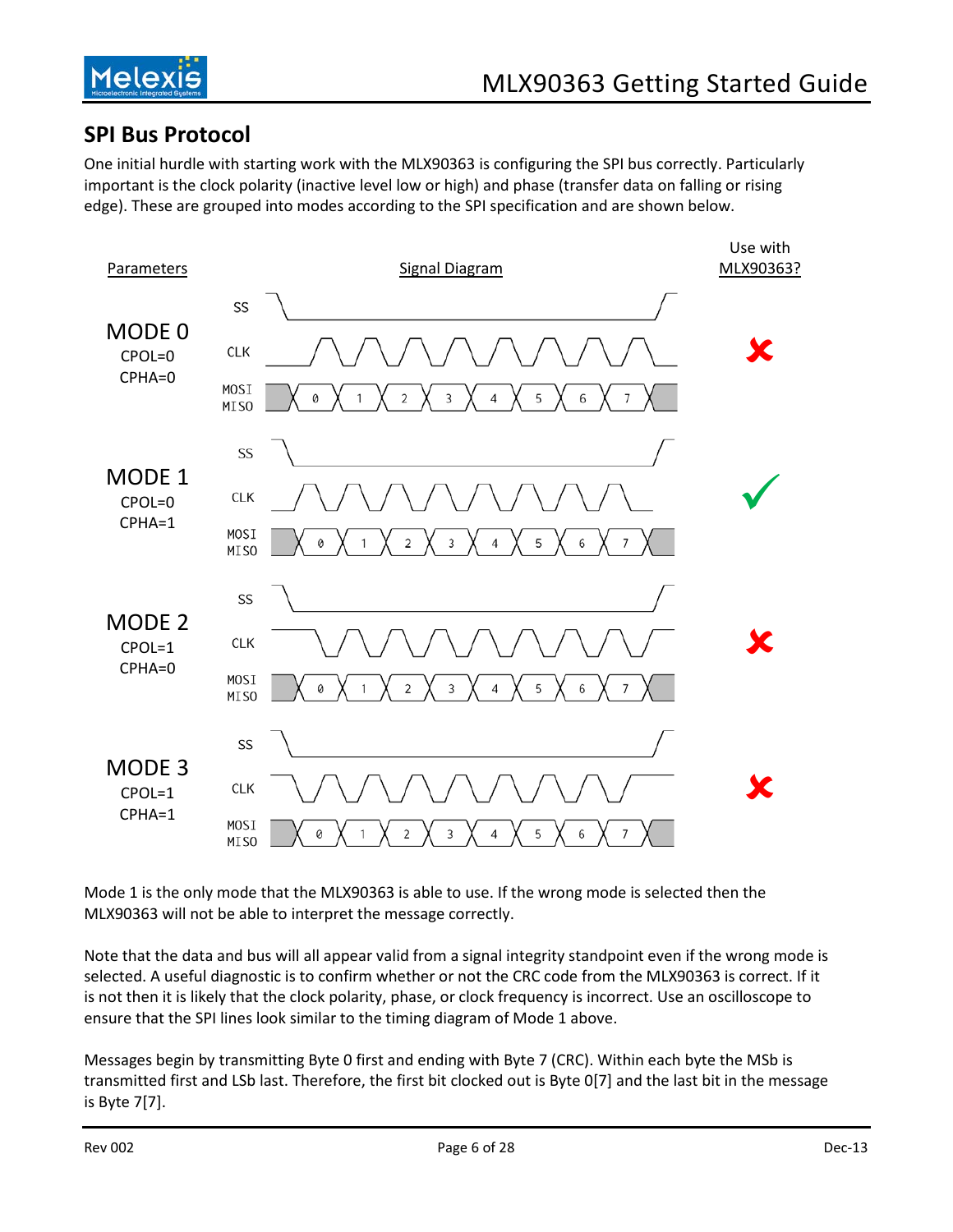## SPI Bus Protocol

One initial hurdle with starting work with the MLX90363 is configuring the SPI bus correctly. Particularly important is the clock polarity (inactive level low or high) and phase (transfer data on falling or rising edge). These are grouped into modes according to the SPI specification and are shown below.

| Parameters | Signal Diagram | Use with MLX90363? |
|---|---|---|
| MODE 0<br>CPOL=0<br>CPHA=0 | SS, CLK, MOSI/MISO (bits 0–7) | ✗ |
| MODE 1<br>CPOL=0<br>CPHA=1 | SS, CLK, MOSI/MISO (bits 0–7) | ✓ |
| MODE 2<br>CPOL=1<br>CPHA=0 | SS, CLK, MOSI/MISO (bits 0–7) | ✗ |
| MODE 3<br>CPOL=1<br>CPHA=1 | SS, CLK, MOSI/MISO (bits 0–7) | ✗ |

Mode 1 is the only mode that the MLX90363 is able to use. If the wrong mode is selected then the MLX90363 will not be able to interpret the message correctly.

Note that the data and bus will all appear valid from a signal integrity standpoint even if the wrong mode is selected. A useful diagnostic is to confirm whether or not the CRC code from the MLX90363 is correct. If it is not then it is likely that the clock polarity, phase, or clock frequency is incorrect. Use an oscilloscope to ensure that the SPI lines look similar to the timing diagram of Mode 1 above.

Messages begin by transmitting Byte 0 first and ending with Byte 7 (CRC). Within each byte the MSb is transmitted first and LSb last. Therefore, the first bit clocked out is Byte 0[7] and the last bit in the message is Byte 7[7].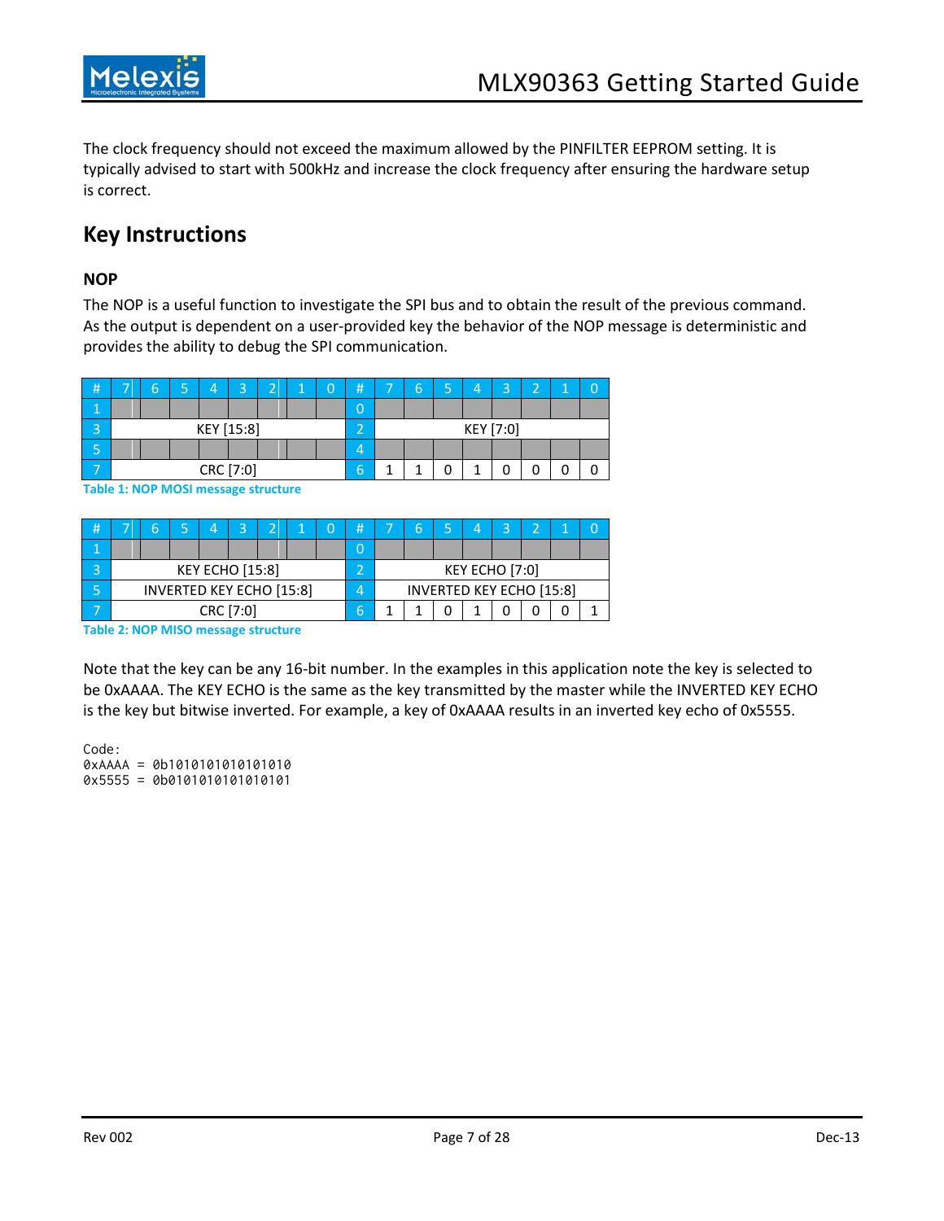The clock frequency should not exceed the maximum allowed by the PINFILTER EEPROM setting. It is typically advised to start with 500kHz and increase the clock frequency after ensuring the hardware setup is correct.

## Key Instructions

### NOP

The NOP is a useful function to investigate the SPI bus and to obtain the result of the previous command. As the output is dependent on a user-provided key the behavior of the NOP message is deterministic and provides the ability to debug the SPI communication.

| # | 7 | 6 | 5 | 4 | 3 | 2 | 1 | 0 | # | 7 | 6 | 5 | 4 | 3 | 2 | 1 | 0 |
|---|---|---|---|---|---|---|---|---|---|---|---|---|---|---|---|---|---|
| 1 | | | | | | | | | 0 | | | | | | | | |
| 3 | KEY [15:8] | | | | | | | | 2 | KEY [7:0] | | | | | | | |
| 5 | | | | | | | | | 4 | | | | | | | | |
| 7 | CRC [7:0] | | | | | | | | 6 | 1 | 1 | 0 | 1 | 0 | 0 | 0 | 0 |

Table 1: NOP MOSI message structure

| # | 7 | 6 | 5 | 4 | 3 | 2 | 1 | 0 | # | 7 | 6 | 5 | 4 | 3 | 2 | 1 | 0 |
|---|---|---|---|---|---|---|---|---|---|---|---|---|---|---|---|---|---|
| 1 | | | | | | | | | 0 | | | | | | | | |
| 3 | KEY ECHO [15:8] | | | | | | | | 2 | KEY ECHO [7:0] | | | | | | | |
| 5 | INVERTED KEY ECHO [15:8] | | | | | | | | 4 | INVERTED KEY ECHO [15:8] | | | | | | | |
| 7 | CRC [7:0] | | | | | | | | 6 | 1 | 1 | 0 | 1 | 0 | 0 | 0 | 1 |

Table 2: NOP MISO message structure

Note that the key can be any 16-bit number. In the examples in this application note the key is selected to be 0xAAAA. The KEY ECHO is the same as the key transmitted by the master while the INVERTED KEY ECHO is the key but bitwise inverted. For example, a key of 0xAAAA results in an inverted key echo of 0x5555.

```
Code:
0xAAAA = 0b1010101010101010
0x5555 = 0b0101010101010101
```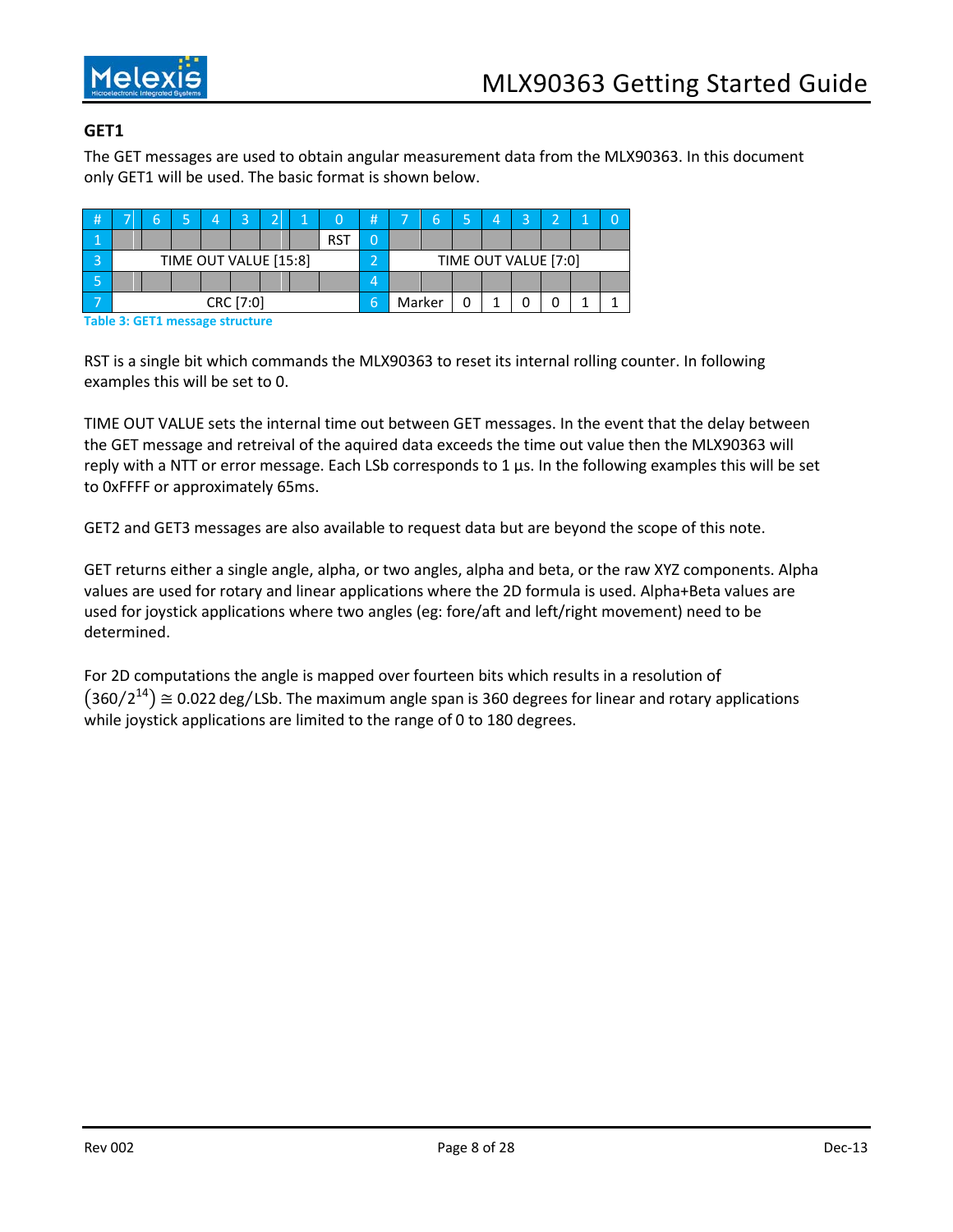## GET1

The GET messages are used to obtain angular measurement data from the MLX90363. In this document only GET1 will be used. The basic format is shown below.

| # | 7 | 6 | 5 | 4 | 3 | 2 | 1 | 0 | # | 7 | 6 | 5 | 4 | 3 | 2 | 1 | 0 |
|---|---|---|---|---|---|---|---|---|---|---|---|---|---|---|---|---|---|
| 1 | | | | | | | | RST | 0 | | | | | | | | |
| 3 | TIME OUT VALUE [15:8] | | | | | | | | 2 | TIME OUT VALUE [7:0] | | | | | | | |
| 5 | | | | | | | | | 4 | | | | | | | | |
| 7 | CRC [7:0] | | | | | | | | 6 | Marker | | 0 | 1 | 0 | 0 | 1 | 1 |

Table 3: GET1 message structure

RST is a single bit which commands the MLX90363 to reset its internal rolling counter. In following examples this will be set to 0.

TIME OUT VALUE sets the internal time out between GET messages. In the event that the delay between the GET message and retreival of the aquired data exceeds the time out value then the MLX90363 will reply with a NTT or error message. Each LSb corresponds to 1 µs. In the following examples this will be set to 0xFFFF or approximately 65ms.

GET2 and GET3 messages are also available to request data but are beyond the scope of this note.

GET returns either a single angle, alpha, or two angles, alpha and beta, or the raw XYZ components. Alpha values are used for rotary and linear applications where the 2D formula is used. Alpha+Beta values are used for joystick applications where two angles (eg: fore/aft and left/right movement) need to be determined.

For 2D computations the angle is mapped over fourteen bits which results in a resolution of $(360/2^{14}) \cong 0.022\,\text{deg/LSb}$. The maximum angle span is 360 degrees for linear and rotary applications while joystick applications are limited to the range of 0 to 180 degrees.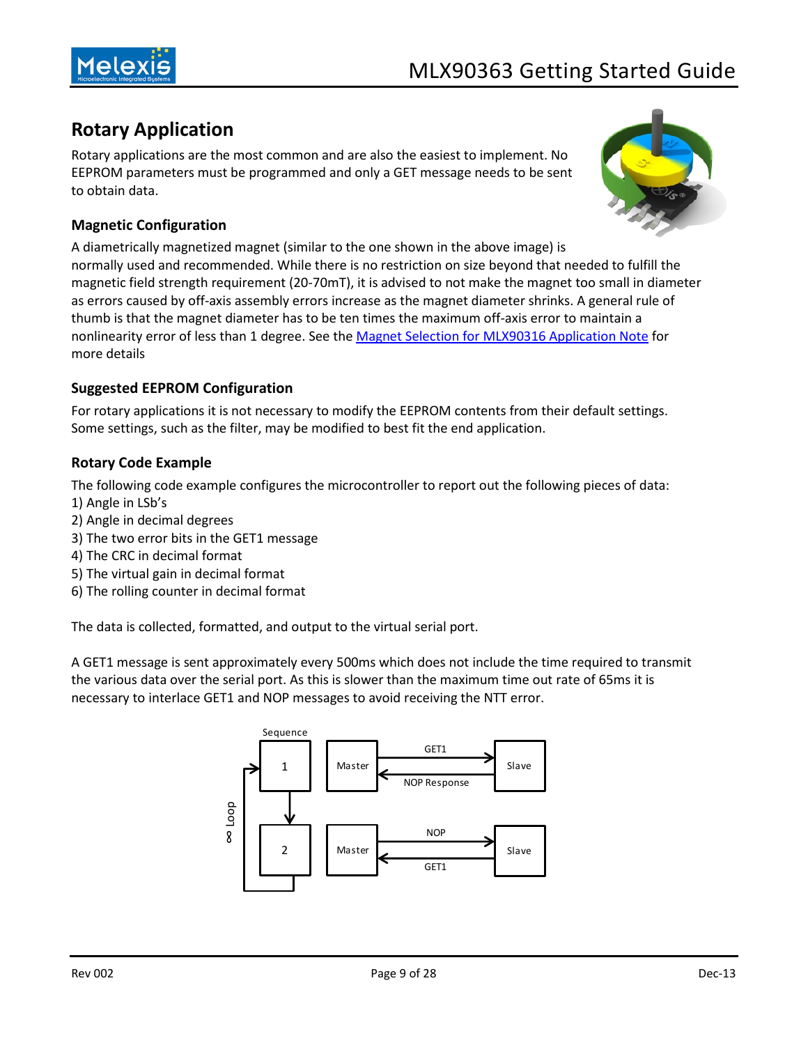## Rotary Application

Rotary applications are the most common and are also the easiest to implement. No EEPROM parameters must be programmed and only a GET message needs to be sent to obtain data.

### Magnetic Configuration

A diametrically magnetized magnet (similar to the one shown in the above image) is normally used and recommended. While there is no restriction on size beyond that needed to fulfill the magnetic field strength requirement (20-70mT), it is advised to not make the magnet too small in diameter as errors caused by off-axis assembly errors increase as the magnet diameter shrinks. A general rule of thumb is that the magnet diameter has to be ten times the maximum off-axis error to maintain a nonlinearity error of less than 1 degree. See the [Magnet Selection for MLX90316 Application Note]() for more details

### Suggested EEPROM Configuration

For rotary applications it is not necessary to modify the EEPROM contents from their default settings. Some settings, such as the filter, may be modified to best fit the end application.

### Rotary Code Example

The following code example configures the microcontroller to report out the following pieces of data:

1) Angle in LSb's
2) Angle in decimal degrees
3) The two error bits in the GET1 message
4) The CRC in decimal format
5) The virtual gain in decimal format
6) The rolling counter in decimal format

The data is collected, formatted, and output to the virtual serial port.

A GET1 message is sent approximately every 500ms which does not include the time required to transmit the various data over the serial port. As this is slower than the maximum time out rate of 65ms it is necessary to interlace GET1 and NOP messages to avoid receiving the NTT error.

Sequence

∞ Loop

1: Master → GET1 → Slave; Slave → NOP Response → Master

2: Master → NOP → Slave; Slave → GET1 → Master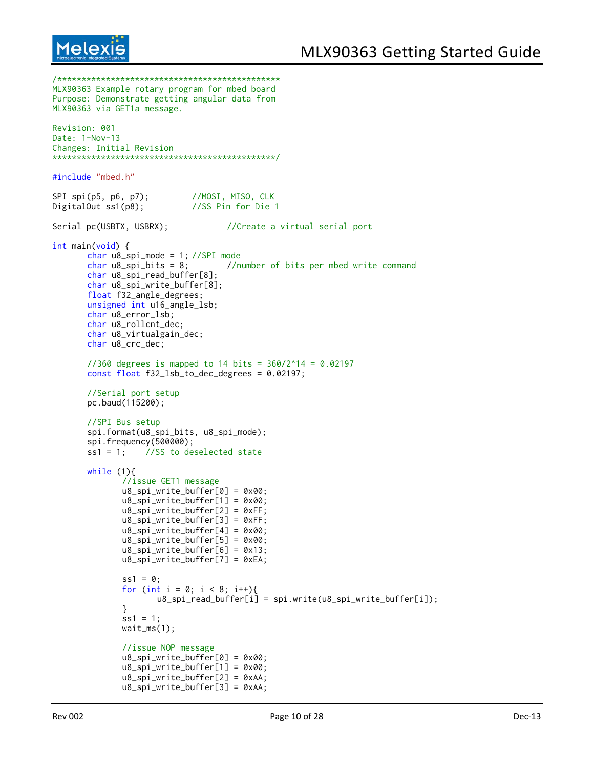```
/**********************************************
MLX90363 Example rotary program for mbed board
Purpose: Demonstrate getting angular data from
MLX90363 via GET1a message.

Revision: 001
Date: 1-Nov-13
Changes: Initial Revision
**********************************************/

#include "mbed.h"

SPI spi(p5, p6, p7);         //MOSI, MISO, CLK
DigitalOut ss1(p8);          //SS Pin for Die 1

Serial pc(USBTX, USBRX);            //Create a virtual serial port

int main(void) {
        char u8_spi_mode = 1; //SPI mode
        char u8_spi_bits = 8;        //number of bits per mbed write command
        char u8_spi_read_buffer[8];
        char u8_spi_write_buffer[8];
        float f32_angle_degrees;
        unsigned int u16_angle_lsb;
        char u8_error_lsb;
        char u8_rollcnt_dec;
        char u8_virtualgain_dec;
        char u8_crc_dec;

        //360 degrees is mapped to 14 bits = 360/2^14 = 0.02197
        const float f32_lsb_to_dec_degrees = 0.02197;

        //Serial port setup
        pc.baud(115200);

        //SPI Bus setup
        spi.format(u8_spi_bits, u8_spi_mode);
        spi.frequency(500000);
        ss1 = 1;    //SS to deselected state

        while (1){
                //issue GET1 message
                u8_spi_write_buffer[0] = 0x00;
                u8_spi_write_buffer[1] = 0x00;
                u8_spi_write_buffer[2] = 0xFF;
                u8_spi_write_buffer[3] = 0xFF;
                u8_spi_write_buffer[4] = 0x00;
                u8_spi_write_buffer[5] = 0x00;
                u8_spi_write_buffer[6] = 0x13;
                u8_spi_write_buffer[7] = 0xEA;

                ss1 = 0;
                for (int i = 0; i < 8; i++){
                        u8_spi_read_buffer[i] = spi.write(u8_spi_write_buffer[i]);
                }
                ss1 = 1;
                wait_ms(1);

                //issue NOP message
                u8_spi_write_buffer[0] = 0x00;
                u8_spi_write_buffer[1] = 0x00;
                u8_spi_write_buffer[2] = 0xAA;
                u8_spi_write_buffer[3] = 0xAA;
```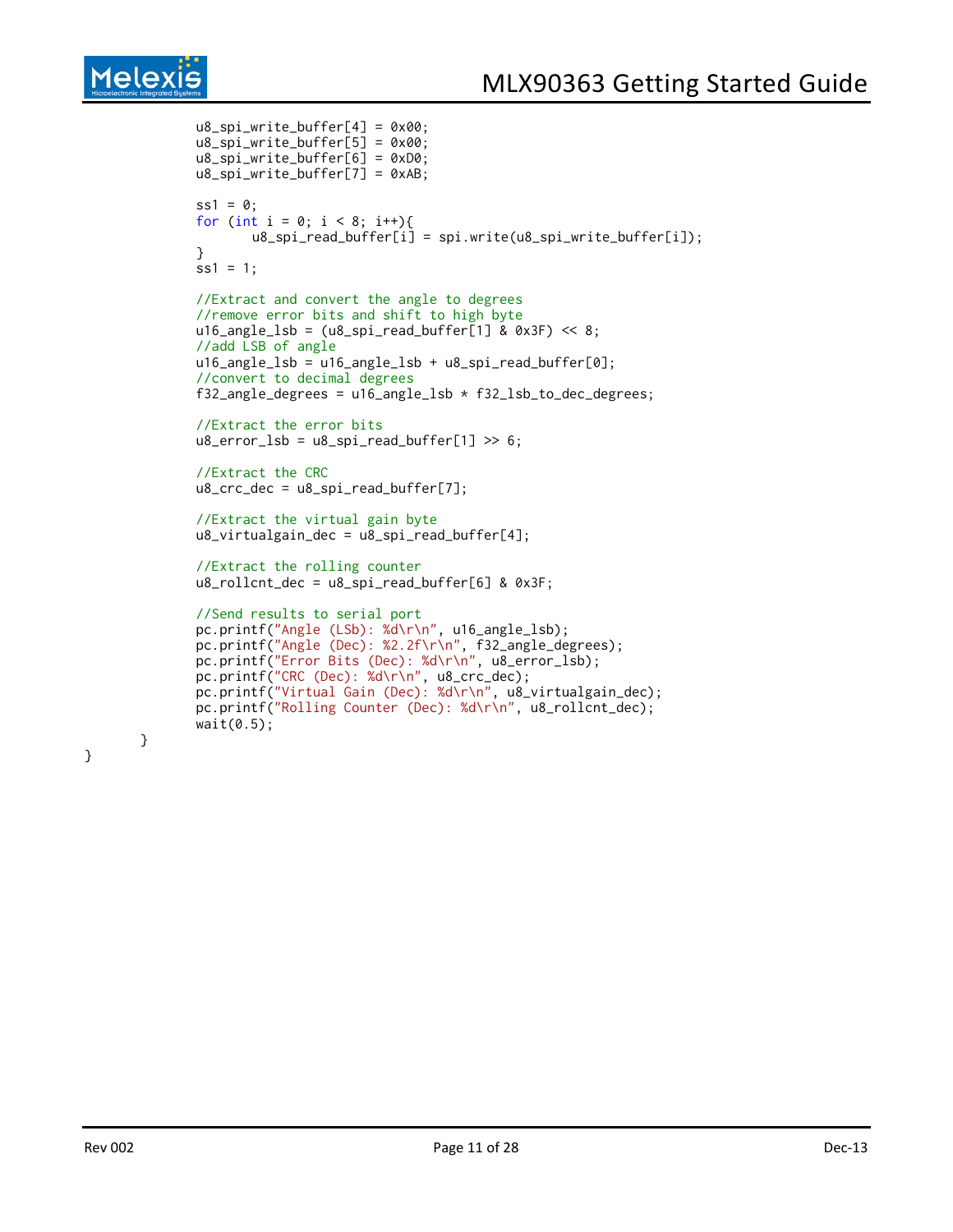```
            u8_spi_write_buffer[4] = 0x00;
            u8_spi_write_buffer[5] = 0x00;
            u8_spi_write_buffer[6] = 0xD0;
            u8_spi_write_buffer[7] = 0xAB;

            ss1 = 0;
            for (int i = 0; i < 8; i++){
                   u8_spi_read_buffer[i] = spi.write(u8_spi_write_buffer[i]);
            }
            ss1 = 1;

            //Extract and convert the angle to degrees
            //remove error bits and shift to high byte
            u16_angle_lsb = (u8_spi_read_buffer[1] & 0x3F) << 8;
            //add LSB of angle
            u16_angle_lsb = u16_angle_lsb + u8_spi_read_buffer[0];
            //convert to decimal degrees
            f32_angle_degrees = u16_angle_lsb * f32_lsb_to_dec_degrees;

            //Extract the error bits
            u8_error_lsb = u8_spi_read_buffer[1] >> 6;

            //Extract the CRC
            u8_crc_dec = u8_spi_read_buffer[7];

            //Extract the virtual gain byte
            u8_virtualgain_dec = u8_spi_read_buffer[4];

            //Extract the rolling counter
            u8_rollcnt_dec = u8_spi_read_buffer[6] & 0x3F;

            //Send results to serial port
            pc.printf("Angle (LSb): %d\r\n", u16_angle_lsb);
            pc.printf("Angle (Dec): %2.2f\r\n", f32_angle_degrees);
            pc.printf("Error Bits (Dec): %d\r\n", u8_error_lsb);
            pc.printf("CRC (Dec): %d\r\n", u8_crc_dec);
            pc.printf("Virtual Gain (Dec): %d\r\n", u8_virtualgain_dec);
            pc.printf("Rolling Counter (Dec): %d\r\n", u8_rollcnt_dec);
            wait(0.5);
      }
}
```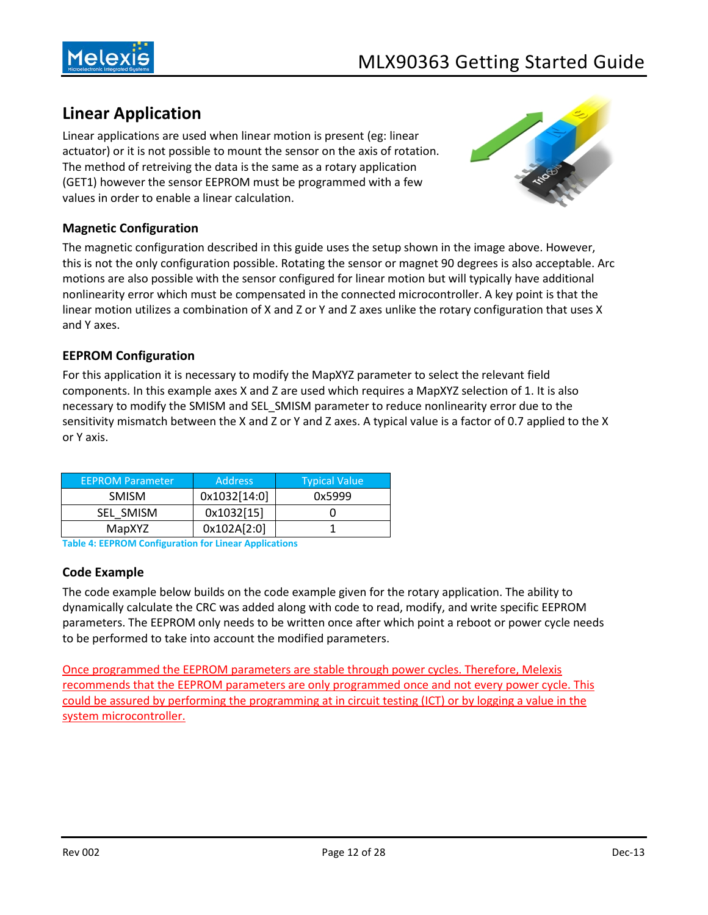## Linear Application

Linear applications are used when linear motion is present (eg: linear actuator) or it is not possible to mount the sensor on the axis of rotation. The method of retreiving the data is the same as a rotary application (GET1) however the sensor EEPROM must be programmed with a few values in order to enable a linear calculation.

### Magnetic Configuration

The magnetic configuration described in this guide uses the setup shown in the image above. However, this is not the only configuration possible. Rotating the sensor or magnet 90 degrees is also acceptable. Arc motions are also possible with the sensor configured for linear motion but will typically have additional nonlinearity error which must be compensated in the connected microcontroller. A key point is that the linear motion utilizes a combination of X and Z or Y and Z axes unlike the rotary configuration that uses X and Y axes.

### EEPROM Configuration

For this application it is necessary to modify the MapXYZ parameter to select the relevant field components. In this example axes X and Z are used which requires a MapXYZ selection of 1. It is also necessary to modify the SMISM and SEL_SMISM parameter to reduce nonlinearity error due to the sensitivity mismatch between the X and Z or Y and Z axes. A typical value is a factor of 0.7 applied to the X or Y axis.

| EEPROM Parameter | Address | Typical Value |
| --- | --- | --- |
| SMISM | 0x1032[14:0] | 0x5999 |
| SEL_SMISM | 0x1032[15] | 0 |
| MapXYZ | 0x102A[2:0] | 1 |

**Table 4: EEPROM Configuration for Linear Applications**

### Code Example

The code example below builds on the code example given for the rotary application. The ability to dynamically calculate the CRC was added along with code to read, modify, and write specific EEPROM parameters. The EEPROM only needs to be written once after which point a reboot or power cycle needs to be performed to take into account the modified parameters.

Once programmed the EEPROM parameters are stable through power cycles. Therefore, Melexis recommends that the EEPROM parameters are only programmed once and not every power cycle. This could be assured by performing the programming at in circuit testing (ICT) or by logging a value in the system microcontroller.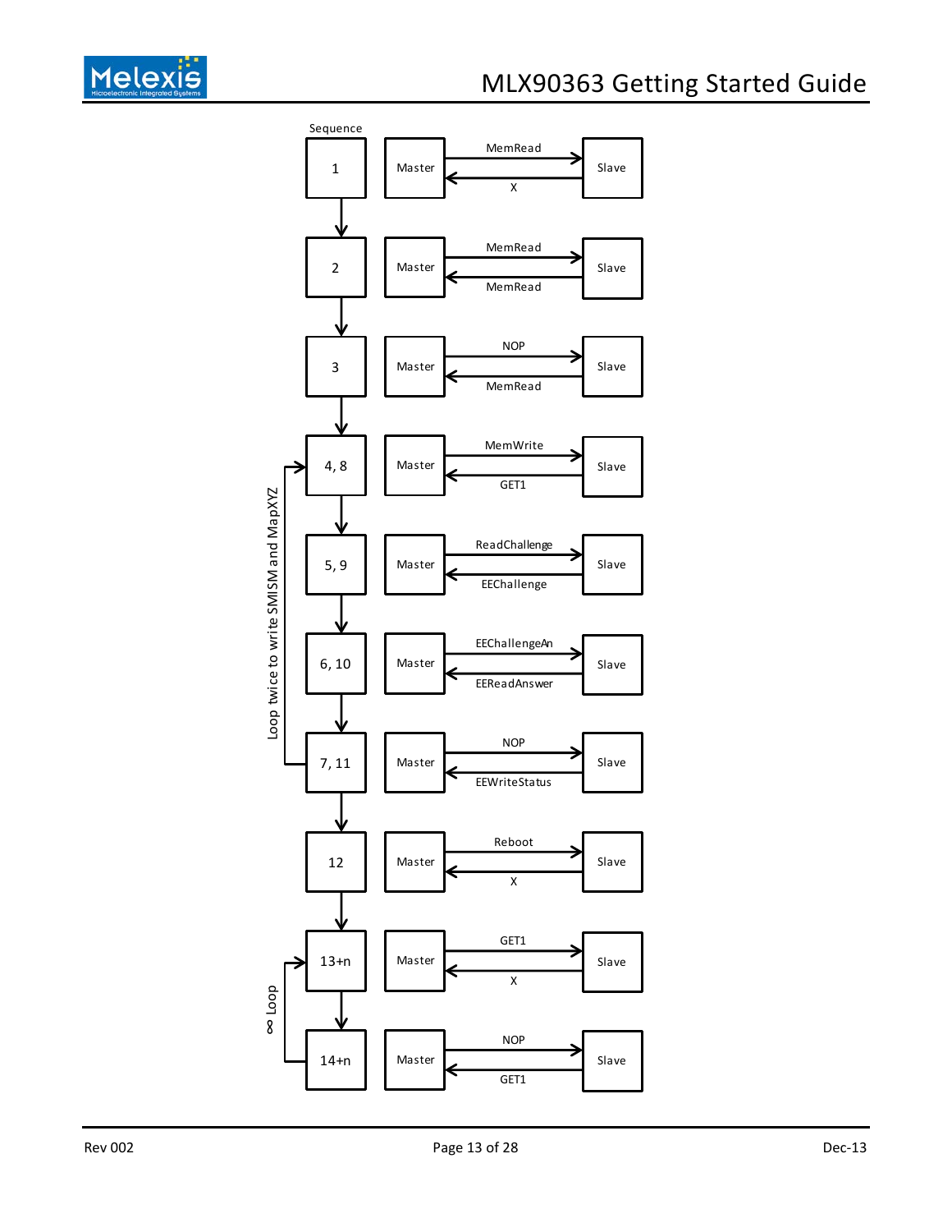| Sequence | Master → Slave | Slave → Master |
| --- | --- | --- |
| 1 | MemRead | X |
| 2 | MemRead | MemRead |
| 3 | NOP | MemRead |
| 4, 8 | MemWrite | GET1 |
| 5, 9 | ReadChallenge | EEChallenge |
| 6, 10 | EEChallengeAn | EEReadAnswer |
| 7, 11 | NOP | EEWriteStatus |
| 12 | Reboot | X |
| 13+n | GET1 | X |
| 14+n | NOP | GET1 |

Loop twice to write SMISM and MapXYZ (sequences 4, 8 to 7, 11)

∞ Loop (sequences 13+n to 14+n)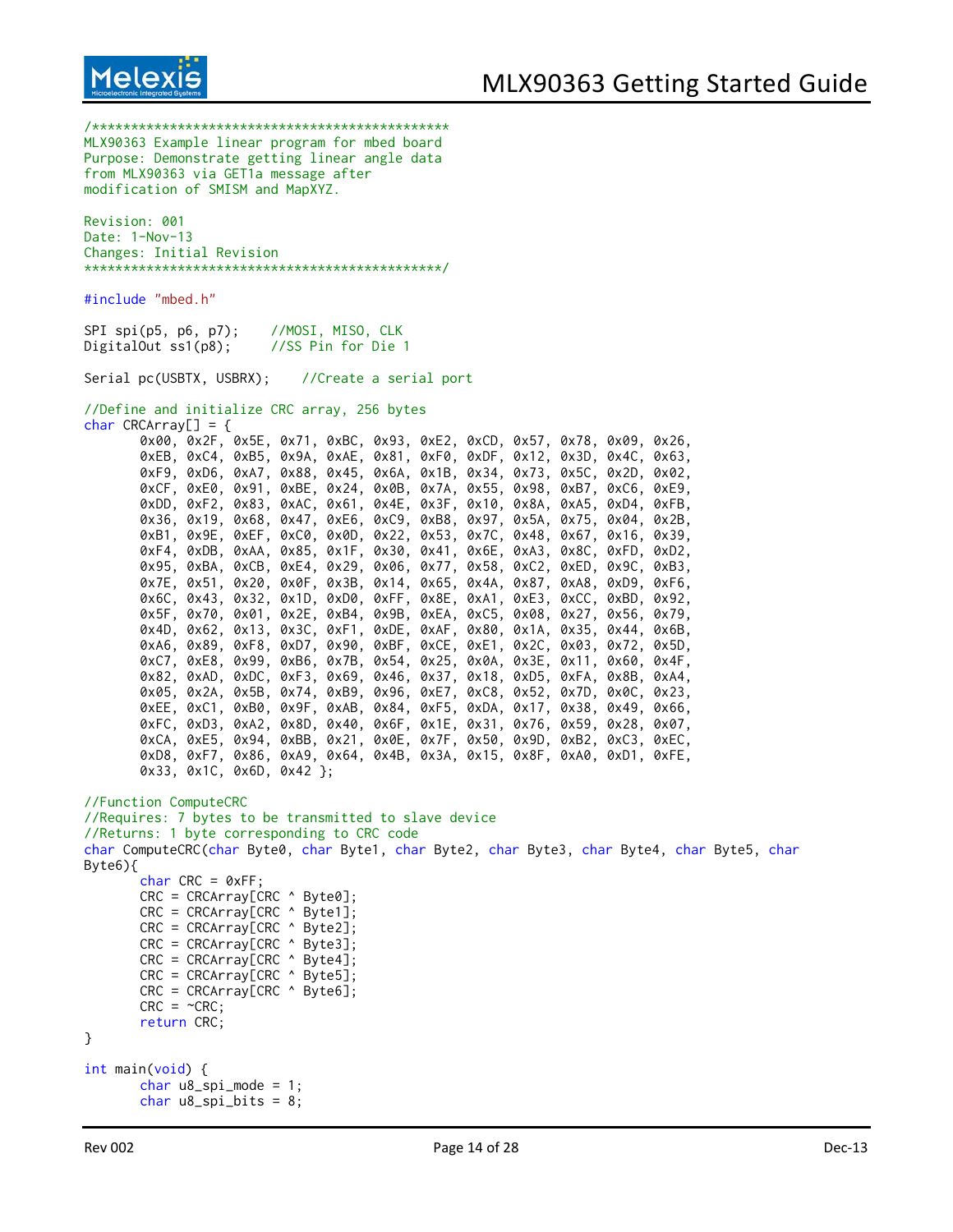```c
/***********************************************
MLX90363 Example linear program for mbed board
Purpose: Demonstrate getting linear angle data
from MLX90363 via GET1a message after
modification of SMISM and MapXYZ.

Revision: 001
Date: 1-Nov-13
Changes: Initial Revision
***********************************************/

#include "mbed.h"

SPI spi(p5, p6, p7);     //MOSI, MISO, CLK
DigitalOut ss1(p8);      //SS Pin for Die 1

Serial pc(USBTX, USBRX);     //Create a serial port

//Define and initialize CRC array, 256 bytes
char CRCArray[] = {
       0x00, 0x2F, 0x5E, 0x71, 0xBC, 0x93, 0xE2, 0xCD, 0x57, 0x78, 0x09, 0x26,
       0xEB, 0xC4, 0xB5, 0x9A, 0xAE, 0x81, 0xF0, 0xDF, 0x12, 0x3D, 0x4C, 0x63,
       0xF9, 0xD6, 0xA7, 0x88, 0x45, 0x6A, 0x1B, 0x34, 0x73, 0x5C, 0x2D, 0x02,
       0xCF, 0xE0, 0x91, 0xBE, 0x24, 0x0B, 0x7A, 0x55, 0x98, 0xB7, 0xC6, 0xE9,
       0xDD, 0xF2, 0x83, 0xAC, 0x61, 0x4E, 0x3F, 0x10, 0x8A, 0xA5, 0xD4, 0xFB,
       0x36, 0x19, 0x68, 0x47, 0xE6, 0xC9, 0xB8, 0x97, 0x5A, 0x75, 0x04, 0x2B,
       0xB1, 0x9E, 0xEF, 0xC0, 0x0D, 0x22, 0x53, 0x7C, 0x48, 0x67, 0x16, 0x39,
       0xF4, 0xDB, 0xAA, 0x85, 0x1F, 0x30, 0x41, 0x6E, 0xA3, 0x8C, 0xFD, 0xD2,
       0x95, 0xBA, 0xCB, 0xE4, 0x29, 0x06, 0x77, 0x58, 0xC2, 0xED, 0x9C, 0xB3,
       0x7E, 0x51, 0x20, 0x0F, 0x3B, 0x14, 0x65, 0x4A, 0x87, 0xA8, 0xD9, 0xF6,
       0x6C, 0x43, 0x32, 0x1D, 0xD0, 0xFF, 0x8E, 0xA1, 0xE3, 0xCC, 0xBD, 0x92,
       0x5F, 0x70, 0x01, 0x2E, 0xB4, 0x9B, 0xEA, 0xC5, 0x08, 0x27, 0x56, 0x79,
       0x4D, 0x62, 0x13, 0x3C, 0xF1, 0xDE, 0xAF, 0x80, 0x1A, 0x35, 0x44, 0x6B,
       0xA6, 0x89, 0xF8, 0xD7, 0x90, 0xBF, 0xCE, 0xE1, 0x2C, 0x03, 0x72, 0x5D,
       0xC7, 0xE8, 0x99, 0xB6, 0x7B, 0x54, 0x25, 0x0A, 0x3E, 0x11, 0x60, 0x4F,
       0x82, 0xAD, 0xDC, 0xF3, 0x69, 0x46, 0x37, 0x18, 0xD5, 0xFA, 0x8B, 0xA4,
       0x05, 0x2A, 0x5B, 0x74, 0xB9, 0x96, 0xE7, 0xC8, 0x52, 0x7D, 0x0C, 0x23,
       0xEE, 0xC1, 0xB0, 0x9F, 0xAB, 0x84, 0xF5, 0xDA, 0x17, 0x38, 0x49, 0x66,
       0xFC, 0xD3, 0xA2, 0x8D, 0x40, 0x6F, 0x1E, 0x31, 0x76, 0x59, 0x28, 0x07,
       0xCA, 0xE5, 0x94, 0xBB, 0x21, 0x0E, 0x7F, 0x50, 0x9D, 0xB2, 0xC3, 0xEC,
       0xD8, 0xF7, 0x86, 0xA9, 0x64, 0x4B, 0x3A, 0x15, 0x8F, 0xA0, 0xD1, 0xFE,
       0x33, 0x1C, 0x6D, 0x42 };

//Function ComputeCRC
//Requires: 7 bytes to be transmitted to slave device
//Returns: 1 byte corresponding to CRC code
char ComputeCRC(char Byte0, char Byte1, char Byte2, char Byte3, char Byte4, char Byte5, char
Byte6){
       char CRC = 0xFF;
       CRC = CRCArray[CRC ^ Byte0];
       CRC = CRCArray[CRC ^ Byte1];
       CRC = CRCArray[CRC ^ Byte2];
       CRC = CRCArray[CRC ^ Byte3];
       CRC = CRCArray[CRC ^ Byte4];
       CRC = CRCArray[CRC ^ Byte5];
       CRC = CRCArray[CRC ^ Byte6];
       CRC = ~CRC;
       return CRC;
}

int main(void) {
       char u8_spi_mode = 1;
       char u8_spi_bits = 8;
```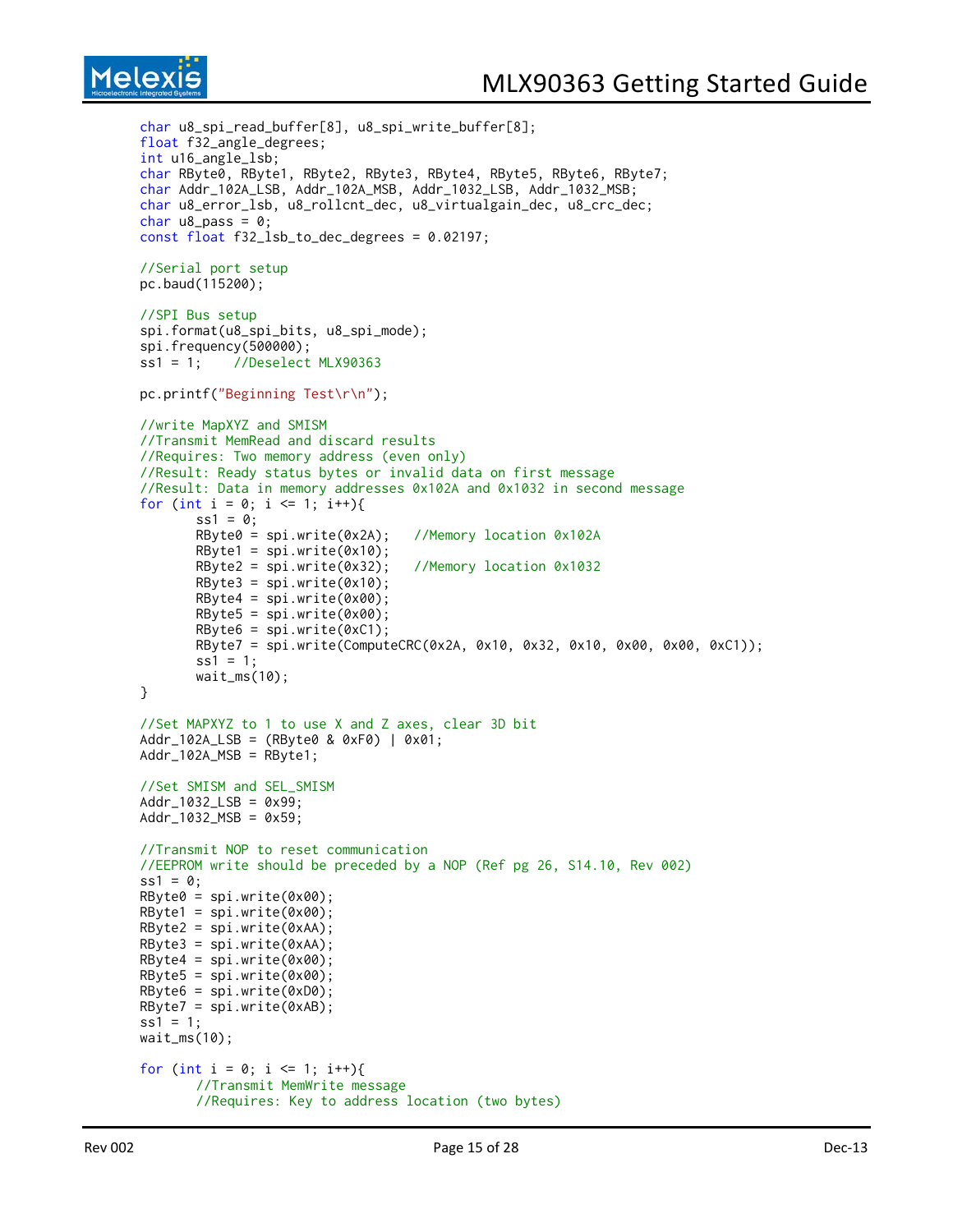```
char u8_spi_read_buffer[8], u8_spi_write_buffer[8];
float f32_angle_degrees;
int u16_angle_lsb;
char RByte0, RByte1, RByte2, RByte3, RByte4, RByte5, RByte6, RByte7;
char Addr_102A_LSB, Addr_102A_MSB, Addr_1032_LSB, Addr_1032_MSB;
char u8_error_lsb, u8_rollcnt_dec, u8_virtualgain_dec, u8_crc_dec;
char u8_pass = 0;
const float f32_lsb_to_dec_degrees = 0.02197;

//Serial port setup
pc.baud(115200);

//SPI Bus setup
spi.format(u8_spi_bits, u8_spi_mode);
spi.frequency(500000);
ss1 = 1;    //Deselect MLX90363

pc.printf("Beginning Test\r\n");

//write MapXYZ and SMISM
//Transmit MemRead and discard results
//Requires: Two memory address (even only)
//Result: Ready status bytes or invalid data on first message
//Result: Data in memory addresses 0x102A and 0x1032 in second message
for (int i = 0; i <= 1; i++){
       ss1 = 0;
       RByte0 = spi.write(0x2A);   //Memory location 0x102A
       RByte1 = spi.write(0x10);
       RByte2 = spi.write(0x32);   //Memory location 0x1032
       RByte3 = spi.write(0x10);
       RByte4 = spi.write(0x00);
       RByte5 = spi.write(0x00);
       RByte6 = spi.write(0xC1);
       RByte7 = spi.write(ComputeCRC(0x2A, 0x10, 0x32, 0x10, 0x00, 0x00, 0xC1));
       ss1 = 1;
       wait_ms(10);
}

//Set MAPXYZ to 1 to use X and Z axes, clear 3D bit
Addr_102A_LSB = (RByte0 & 0xF0) | 0x01;
Addr_102A_MSB = RByte1;

//Set SMISM and SEL_SMISM
Addr_1032_LSB = 0x99;
Addr_1032_MSB = 0x59;

//Transmit NOP to reset communication
//EEPROM write should be preceded by a NOP (Ref pg 26, S14.10, Rev 002)
ss1 = 0;
RByte0 = spi.write(0x00);
RByte1 = spi.write(0x00);
RByte2 = spi.write(0xAA);
RByte3 = spi.write(0xAA);
RByte4 = spi.write(0x00);
RByte5 = spi.write(0x00);
RByte6 = spi.write(0xD0);
RByte7 = spi.write(0xAB);
ss1 = 1;
wait_ms(10);

for (int i = 0; i <= 1; i++){
       //Transmit MemWrite message
       //Requires: Key to address location (two bytes)
```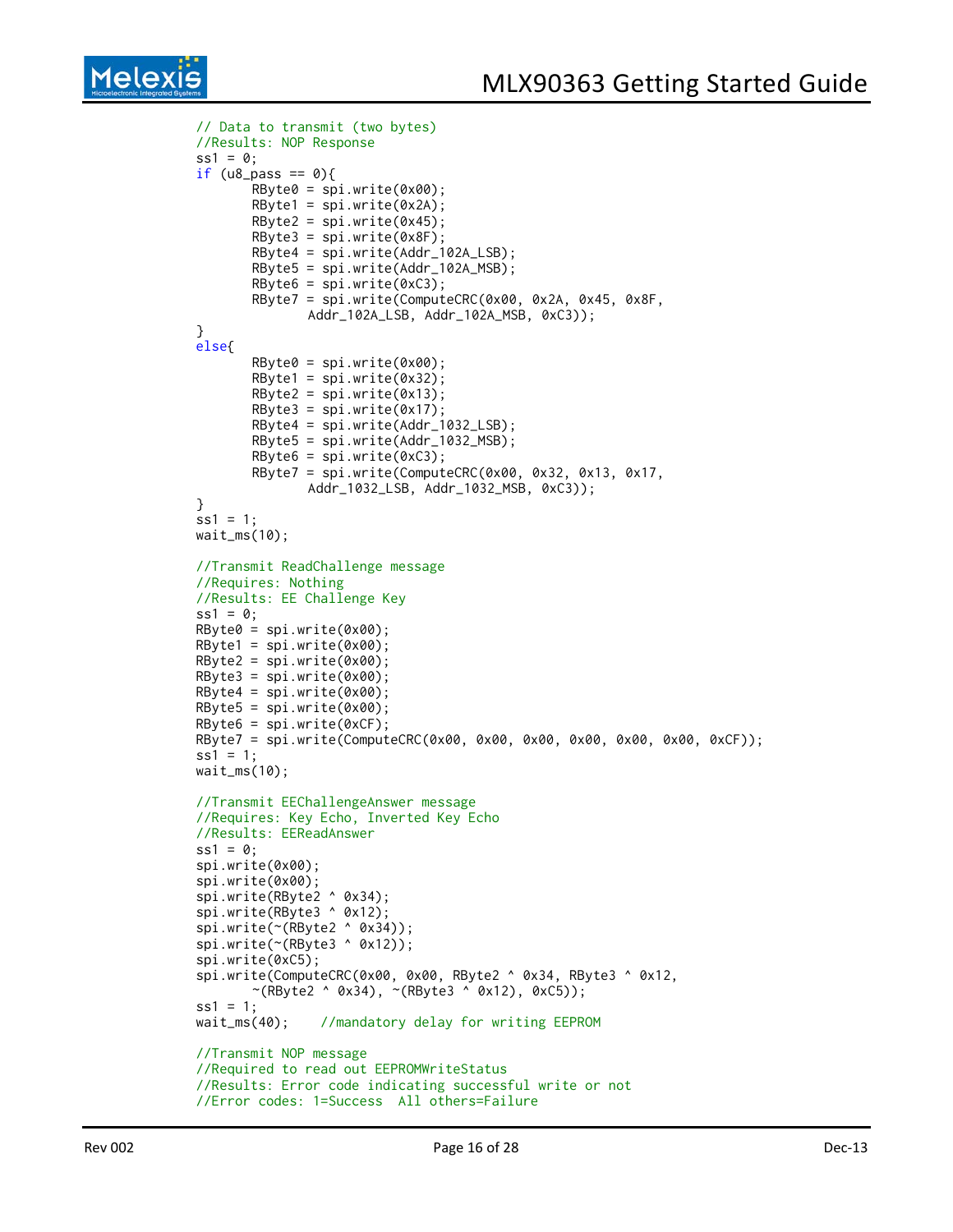```
// Data to transmit (two bytes)
//Results: NOP Response
ss1 = 0;
if (u8_pass == 0){
       RByte0 = spi.write(0x00);
       RByte1 = spi.write(0x2A);
       RByte2 = spi.write(0x45);
       RByte3 = spi.write(0x8F);
       RByte4 = spi.write(Addr_102A_LSB);
       RByte5 = spi.write(Addr_102A_MSB);
       RByte6 = spi.write(0xC3);
       RByte7 = spi.write(ComputeCRC(0x00, 0x2A, 0x45, 0x8F,
              Addr_102A_LSB, Addr_102A_MSB, 0xC3));
}
else{
       RByte0 = spi.write(0x00);
       RByte1 = spi.write(0x32);
       RByte2 = spi.write(0x13);
       RByte3 = spi.write(0x17);
       RByte4 = spi.write(Addr_1032_LSB);
       RByte5 = spi.write(Addr_1032_MSB);
       RByte6 = spi.write(0xC3);
       RByte7 = spi.write(ComputeCRC(0x00, 0x32, 0x13, 0x17,
              Addr_1032_LSB, Addr_1032_MSB, 0xC3));
}
ss1 = 1;
wait_ms(10);

//Transmit ReadChallenge message
//Requires: Nothing
//Results: EE Challenge Key
ss1 = 0;
RByte0 = spi.write(0x00);
RByte1 = spi.write(0x00);
RByte2 = spi.write(0x00);
RByte3 = spi.write(0x00);
RByte4 = spi.write(0x00);
RByte5 = spi.write(0x00);
RByte6 = spi.write(0xCF);
RByte7 = spi.write(ComputeCRC(0x00, 0x00, 0x00, 0x00, 0x00, 0x00, 0xCF));
ss1 = 1;
wait_ms(10);

//Transmit EEChallengeAnswer message
//Requires: Key Echo, Inverted Key Echo
//Results: EEReadAnswer
ss1 = 0;
spi.write(0x00);
spi.write(0x00);
spi.write(RByte2 ^ 0x34);
spi.write(RByte3 ^ 0x12);
spi.write(~(RByte2 ^ 0x34));
spi.write(~(RByte3 ^ 0x12));
spi.write(0xC5);
spi.write(ComputeCRC(0x00, 0x00, RByte2 ^ 0x34, RByte3 ^ 0x12,
       ~(RByte2 ^ 0x34), ~(RByte3 ^ 0x12), 0xC5));
ss1 = 1;
wait_ms(40);    //mandatory delay for writing EEPROM

//Transmit NOP message
//Required to read out EEPROMWriteStatus
//Results: Error code indicating successful write or not
//Error codes: 1=Success  All others=Failure
```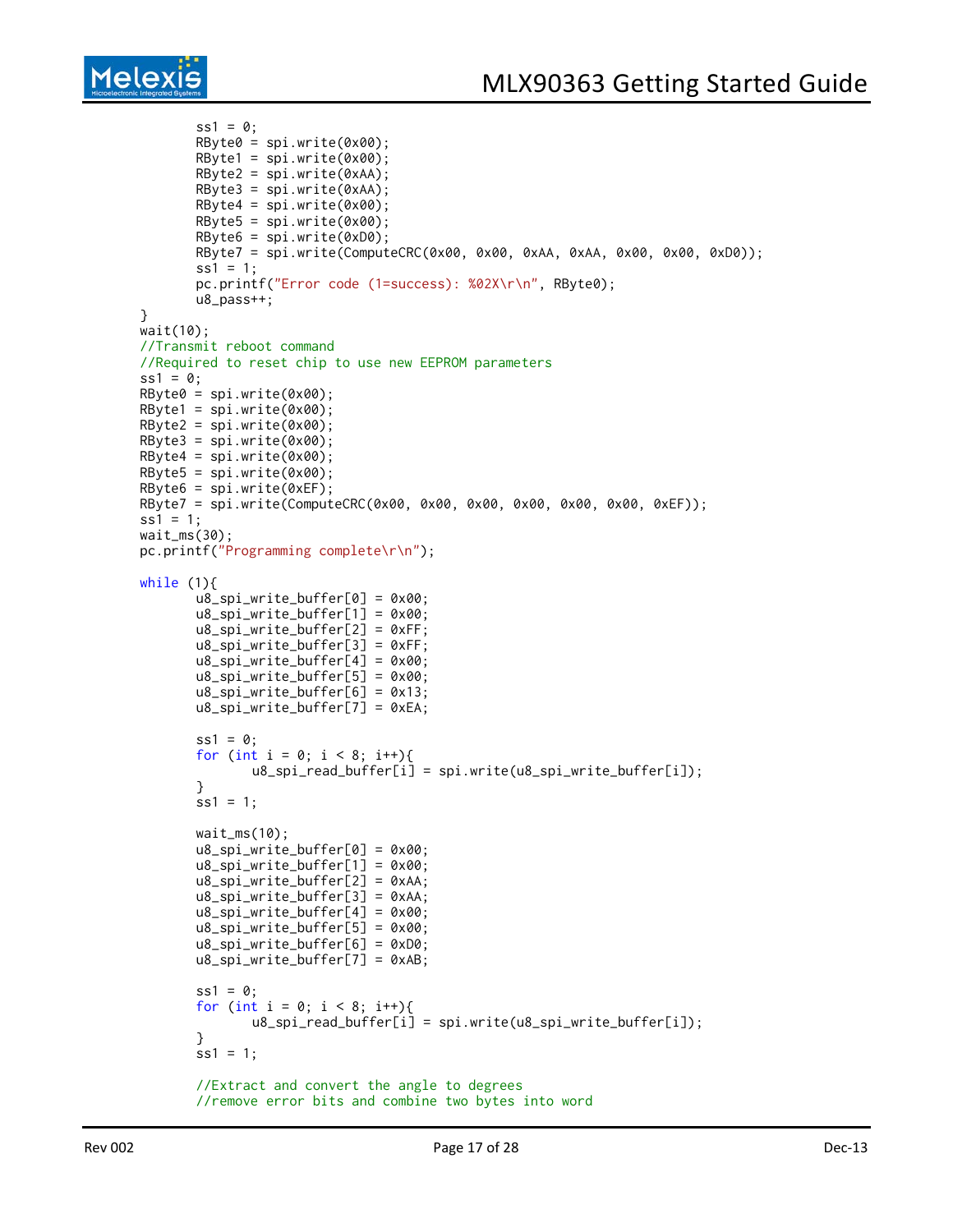```
        ss1 = 0;
        RByte0 = spi.write(0x00);
        RByte1 = spi.write(0x00);
        RByte2 = spi.write(0xAA);
        RByte3 = spi.write(0xAA);
        RByte4 = spi.write(0x00);
        RByte5 = spi.write(0x00);
        RByte6 = spi.write(0xD0);
        RByte7 = spi.write(ComputeCRC(0x00, 0x00, 0xAA, 0xAA, 0x00, 0x00, 0xD0));
        ss1 = 1;
        pc.printf("Error code (1=success): %02X\r\n", RByte0);
        u8_pass++;
    }
    wait(10);
    //Transmit reboot command
    //Required to reset chip to use new EEPROM parameters
    ss1 = 0;
    RByte0 = spi.write(0x00);
    RByte1 = spi.write(0x00);
    RByte2 = spi.write(0x00);
    RByte3 = spi.write(0x00);
    RByte4 = spi.write(0x00);
    RByte5 = spi.write(0x00);
    RByte6 = spi.write(0xEF);
    RByte7 = spi.write(ComputeCRC(0x00, 0x00, 0x00, 0x00, 0x00, 0x00, 0xEF));
    ss1 = 1;
    wait_ms(30);
    pc.printf("Programming complete\r\n");

    while (1){
        u8_spi_write_buffer[0] = 0x00;
        u8_spi_write_buffer[1] = 0x00;
        u8_spi_write_buffer[2] = 0xFF;
        u8_spi_write_buffer[3] = 0xFF;
        u8_spi_write_buffer[4] = 0x00;
        u8_spi_write_buffer[5] = 0x00;
        u8_spi_write_buffer[6] = 0x13;
        u8_spi_write_buffer[7] = 0xEA;

        ss1 = 0;
        for (int i = 0; i < 8; i++){
            u8_spi_read_buffer[i] = spi.write(u8_spi_write_buffer[i]);
        }
        ss1 = 1;

        wait_ms(10);
        u8_spi_write_buffer[0] = 0x00;
        u8_spi_write_buffer[1] = 0x00;
        u8_spi_write_buffer[2] = 0xAA;
        u8_spi_write_buffer[3] = 0xAA;
        u8_spi_write_buffer[4] = 0x00;
        u8_spi_write_buffer[5] = 0x00;
        u8_spi_write_buffer[6] = 0xD0;
        u8_spi_write_buffer[7] = 0xAB;

        ss1 = 0;
        for (int i = 0; i < 8; i++){
            u8_spi_read_buffer[i] = spi.write(u8_spi_write_buffer[i]);
        }
        ss1 = 1;

        //Extract and convert the angle to degrees
        //remove error bits and combine two bytes into word
```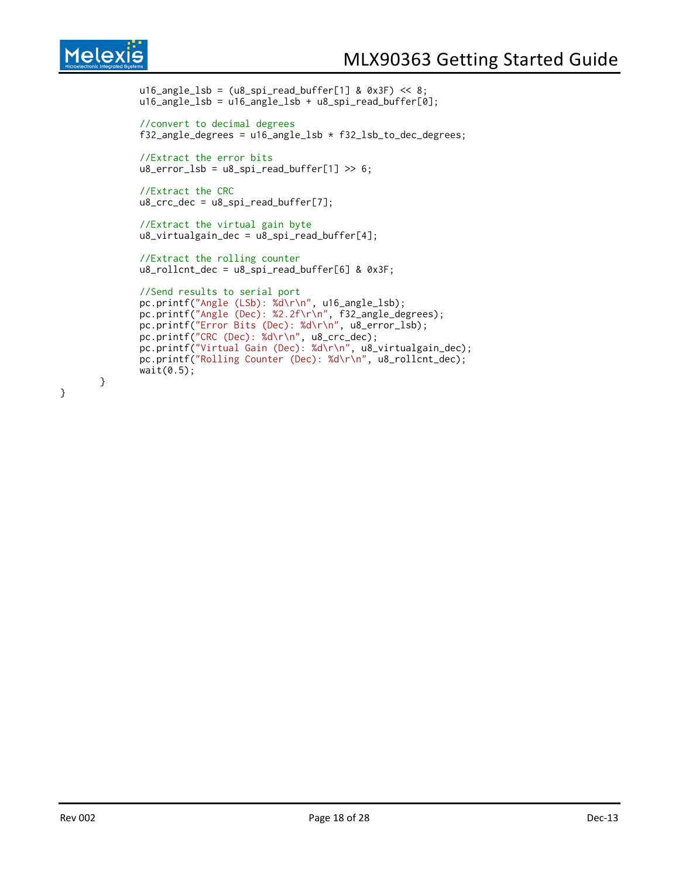```
            u16_angle_lsb = (u8_spi_read_buffer[1] & 0x3F) << 8;
            u16_angle_lsb = u16_angle_lsb + u8_spi_read_buffer[0];

            //convert to decimal degrees
            f32_angle_degrees = u16_angle_lsb * f32_lsb_to_dec_degrees;

            //Extract the error bits
            u8_error_lsb = u8_spi_read_buffer[1] >> 6;

            //Extract the CRC
            u8_crc_dec = u8_spi_read_buffer[7];

            //Extract the virtual gain byte
            u8_virtualgain_dec = u8_spi_read_buffer[4];

            //Extract the rolling counter
            u8_rollcnt_dec = u8_spi_read_buffer[6] & 0x3F;

            //Send results to serial port
            pc.printf("Angle (LSb): %d\r\n", u16_angle_lsb);
            pc.printf("Angle (Dec): %2.2f\r\n", f32_angle_degrees);
            pc.printf("Error Bits (Dec): %d\r\n", u8_error_lsb);
            pc.printf("CRC (Dec): %d\r\n", u8_crc_dec);
            pc.printf("Virtual Gain (Dec): %d\r\n", u8_virtualgain_dec);
            pc.printf("Rolling Counter (Dec): %d\r\n", u8_rollcnt_dec);
            wait(0.5);
        }
}
```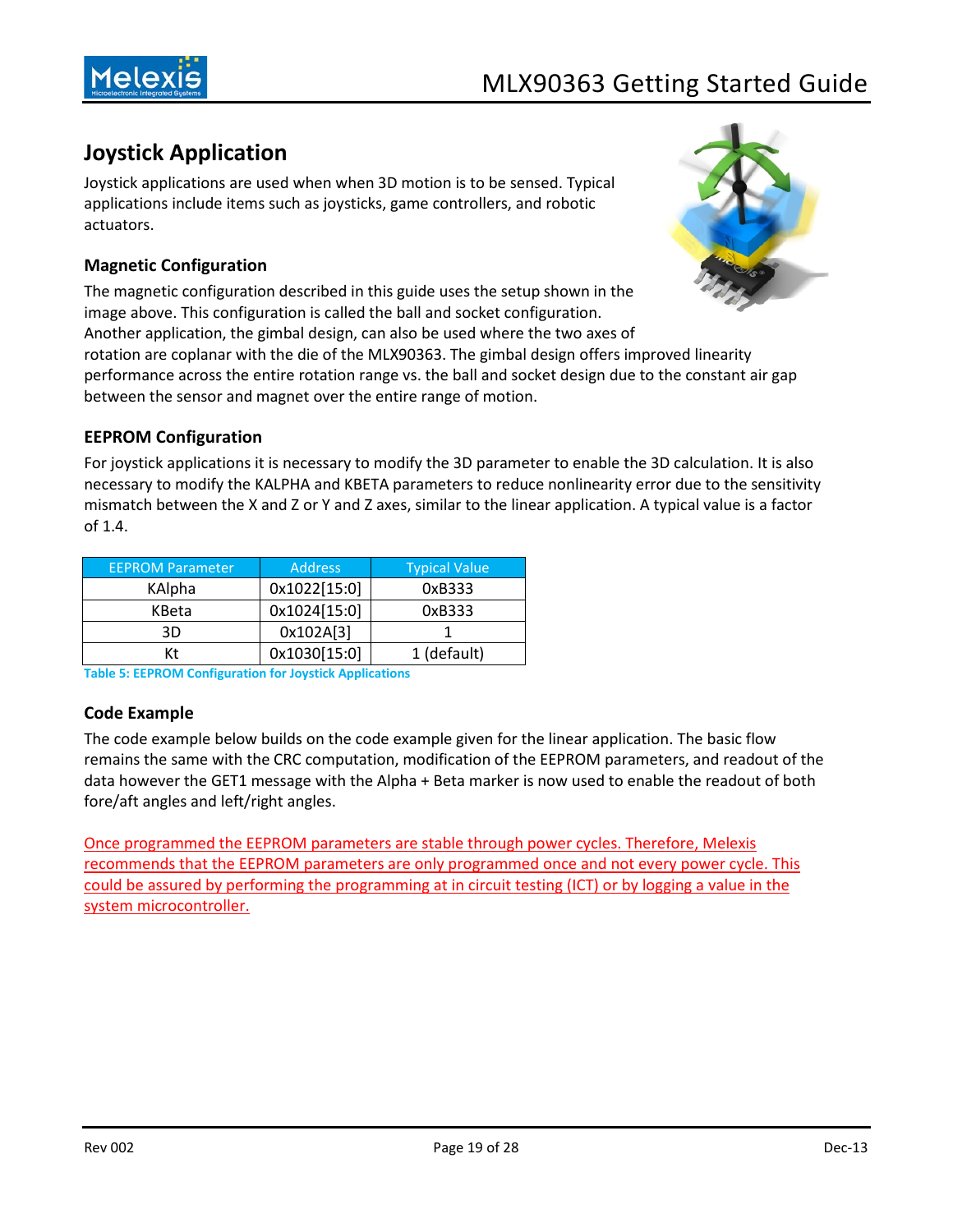## Joystick Application

Joystick applications are used when when 3D motion is to be sensed. Typical applications include items such as joysticks, game controllers, and robotic actuators.

### Magnetic Configuration

The magnetic configuration described in this guide uses the setup shown in the image above. This configuration is called the ball and socket configuration. Another application, the gimbal design, can also be used where the two axes of rotation are coplanar with the die of the MLX90363. The gimbal design offers improved linearity performance across the entire rotation range vs. the ball and socket design due to the constant air gap between the sensor and magnet over the entire range of motion.

### EEPROM Configuration

For joystick applications it is necessary to modify the 3D parameter to enable the 3D calculation. It is also necessary to modify the KALPHA and KBETA parameters to reduce nonlinearity error due to the sensitivity mismatch between the X and Z or Y and Z axes, similar to the linear application. A typical value is a factor of 1.4.

| EEPROM Parameter | Address | Typical Value |
|---|---|---|
| KAlpha | 0x1022[15:0] | 0xB333 |
| KBeta | 0x1024[15:0] | 0xB333 |
| 3D | 0x102A[3] | 1 |
| Kt | 0x1030[15:0] | 1 (default) |

**Table 5: EEPROM Configuration for Joystick Applications**

### Code Example

The code example below builds on the code example given for the linear application. The basic flow remains the same with the CRC computation, modification of the EEPROM parameters, and readout of the data however the GET1 message with the Alpha + Beta marker is now used to enable the readout of both fore/aft angles and left/right angles.

Once programmed the EEPROM parameters are stable through power cycles. Therefore, Melexis recommends that the EEPROM parameters are only programmed once and not every power cycle. This could be assured by performing the programming at in circuit testing (ICT) or by logging a value in the system microcontroller.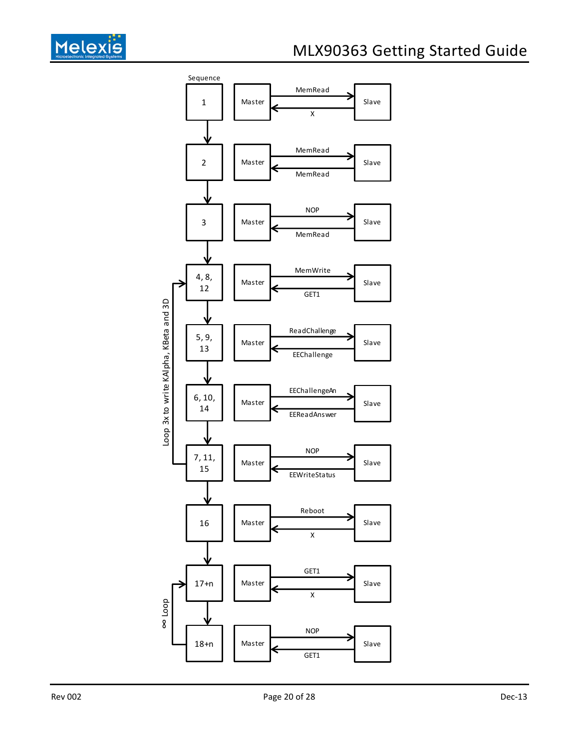| Sequence | Master → Slave | Slave → Master |
|---|---|---|
| 1 | MemRead | X |
| 2 | MemRead | MemRead |
| 3 | NOP | MemRead |
| 4, 8, 12 | MemWrite | GET1 |
| 5, 9, 13 | ReadChallenge | EEChallenge |
| 6, 10, 14 | EEChallengeAn | EEReadAnswer |
| 7, 11, 15 | NOP | EEWriteStatus |
| 16 | Reboot | X |
| 17+n | GET1 | X |
| 18+n | NOP | GET1 |

Loop 3x to write KAlpha, KBeta and 3D (sequences 4–15)

∞ Loop (sequences 17+n, 18+n)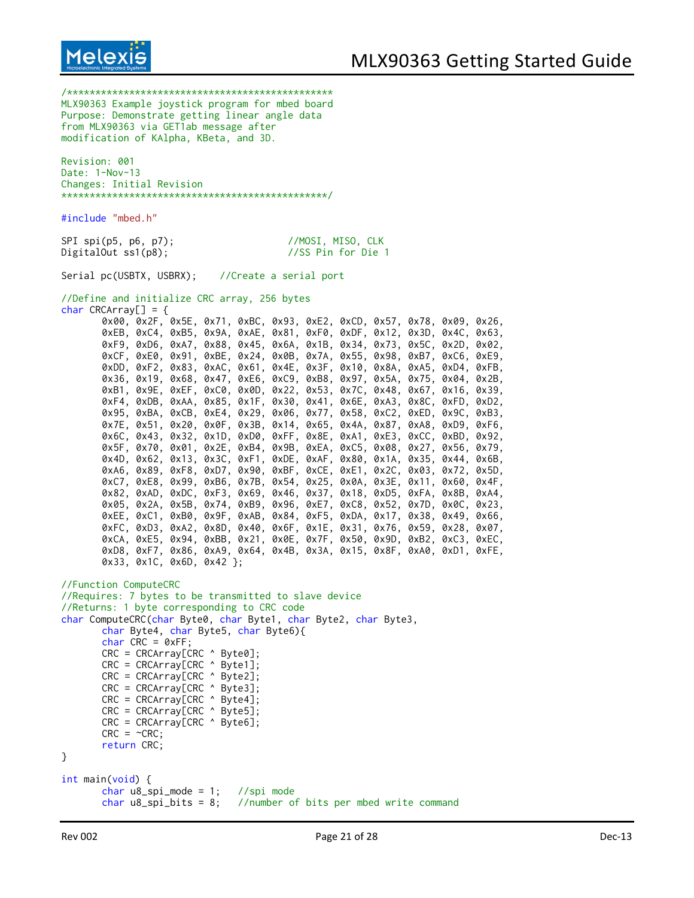```
/***********************************************
MLX90363 Example joystick program for mbed board
Purpose: Demonstrate getting linear angle data
from MLX90363 via GET1ab message after
modification of KAlpha, KBeta, and 3D.

Revision: 001
Date: 1-Nov-13
Changes: Initial Revision
***********************************************/

#include "mbed.h"

SPI spi(p5, p6, p7);                    //MOSI, MISO, CLK
DigitalOut ss1(p8);                     //SS Pin for Die 1

Serial pc(USBTX, USBRX);    //Create a serial port

//Define and initialize CRC array, 256 bytes
char CRCArray[] = {
       0x00, 0x2F, 0x5E, 0x71, 0xBC, 0x93, 0xE2, 0xCD, 0x57, 0x78, 0x09, 0x26,
       0xEB, 0xC4, 0xB5, 0x9A, 0xAE, 0x81, 0xF0, 0xDF, 0x12, 0x3D, 0x4C, 0x63,
       0xF9, 0xD6, 0xA7, 0x88, 0x45, 0x6A, 0x1B, 0x34, 0x73, 0x5C, 0x2D, 0x02,
       0xCF, 0xE0, 0x91, 0xBE, 0x24, 0x0B, 0x7A, 0x55, 0x98, 0xB7, 0xC6, 0xE9,
       0xDD, 0xF2, 0x83, 0xAC, 0x61, 0x4E, 0x3F, 0x10, 0x8A, 0xA5, 0xD4, 0xFB,
       0x36, 0x19, 0x68, 0x47, 0xE6, 0xC9, 0xB8, 0x97, 0x5A, 0x75, 0x04, 0x2B,
       0xB1, 0x9E, 0xEF, 0xC0, 0x0D, 0x22, 0x53, 0x7C, 0x48, 0x67, 0x16, 0x39,
       0xF4, 0xDB, 0xAA, 0x85, 0x1F, 0x30, 0x41, 0x6E, 0xA3, 0x8C, 0xFD, 0xD2,
       0x95, 0xBA, 0xCB, 0xE4, 0x29, 0x06, 0x77, 0x58, 0xC2, 0xED, 0x9C, 0xB3,
       0x7E, 0x51, 0x20, 0x0F, 0x3B, 0x14, 0x65, 0x4A, 0x87, 0xA8, 0xD9, 0xF6,
       0x6C, 0x43, 0x32, 0x1D, 0xD0, 0xFF, 0x8E, 0xA1, 0xE3, 0xCC, 0xBD, 0x92,
       0x5F, 0x70, 0x01, 0x2E, 0xB4, 0x9B, 0xEA, 0xC5, 0x08, 0x27, 0x56, 0x79,
       0x4D, 0x62, 0x13, 0x3C, 0xF1, 0xDE, 0xAF, 0x80, 0x1A, 0x35, 0x44, 0x6B,
       0xA6, 0x89, 0xF8, 0xD7, 0x90, 0xBF, 0xCE, 0xE1, 0x2C, 0x03, 0x72, 0x5D,
       0xC7, 0xE8, 0x99, 0xB6, 0x7B, 0x54, 0x25, 0x0A, 0x3E, 0x11, 0x60, 0x4F,
       0x82, 0xAD, 0xDC, 0xF3, 0x69, 0x46, 0x37, 0x18, 0xD5, 0xFA, 0x8B, 0xA4,
       0x05, 0x2A, 0x5B, 0x74, 0xB9, 0x96, 0xE7, 0xC8, 0x52, 0x7D, 0x0C, 0x23,
       0xEE, 0xC1, 0xB0, 0x9F, 0xAB, 0x84, 0xF5, 0xDA, 0x17, 0x38, 0x49, 0x66,
       0xFC, 0xD3, 0xA2, 0x8D, 0x40, 0x6F, 0x1E, 0x31, 0x76, 0x59, 0x28, 0x07,
       0xCA, 0xE5, 0x94, 0xBB, 0x21, 0x0E, 0x7F, 0x50, 0x9D, 0xB2, 0xC3, 0xEC,
       0xD8, 0xF7, 0x86, 0xA9, 0x64, 0x4B, 0x3A, 0x15, 0x8F, 0xA0, 0xD1, 0xFE,
       0x33, 0x1C, 0x6D, 0x42 };

//Function ComputeCRC
//Requires: 7 bytes to be transmitted to slave device
//Returns: 1 byte corresponding to CRC code
char ComputeCRC(char Byte0, char Byte1, char Byte2, char Byte3,
       char Byte4, char Byte5, char Byte6){
       char CRC = 0xFF;
       CRC = CRCArray[CRC ^ Byte0];
       CRC = CRCArray[CRC ^ Byte1];
       CRC = CRCArray[CRC ^ Byte2];
       CRC = CRCArray[CRC ^ Byte3];
       CRC = CRCArray[CRC ^ Byte4];
       CRC = CRCArray[CRC ^ Byte5];
       CRC = CRCArray[CRC ^ Byte6];
       CRC = ~CRC;
       return CRC;
}

int main(void) {
       char u8_spi_mode = 1;   //spi mode
       char u8_spi_bits = 8;   //number of bits per mbed write command
```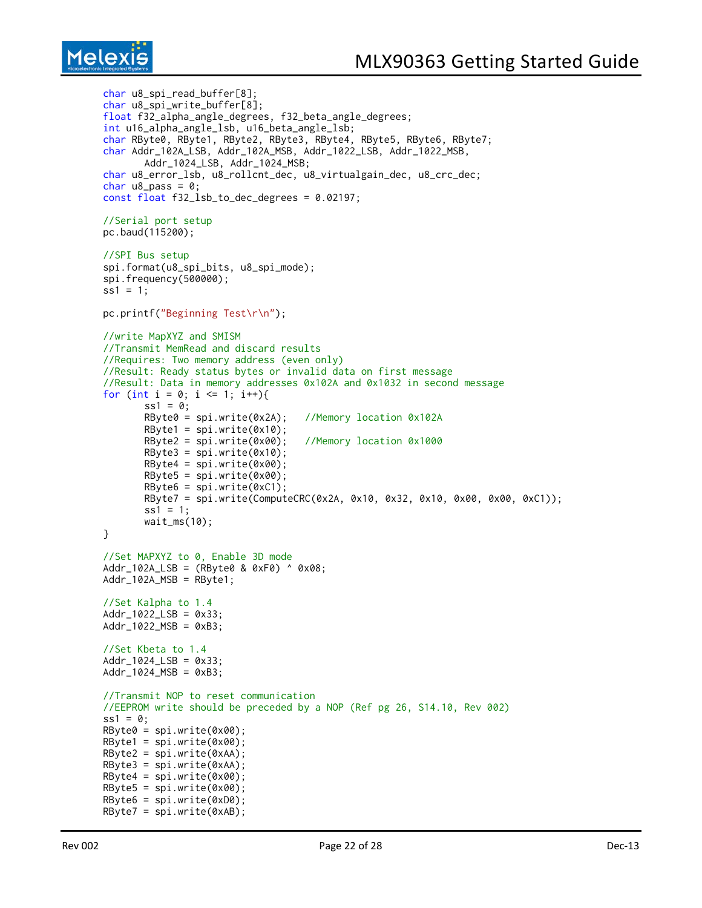```
char u8_spi_read_buffer[8];
char u8_spi_write_buffer[8];
float f32_alpha_angle_degrees, f32_beta_angle_degrees;
int u16_alpha_angle_lsb, u16_beta_angle_lsb;
char RByte0, RByte1, RByte2, RByte3, RByte4, RByte5, RByte6, RByte7;
char Addr_102A_LSB, Addr_102A_MSB, Addr_1022_LSB, Addr_1022_MSB,
       Addr_1024_LSB, Addr_1024_MSB;
char u8_error_lsb, u8_rollcnt_dec, u8_virtualgain_dec, u8_crc_dec;
char u8_pass = 0;
const float f32_lsb_to_dec_degrees = 0.02197;

//Serial port setup
pc.baud(115200);

//SPI Bus setup
spi.format(u8_spi_bits, u8_spi_mode);
spi.frequency(500000);
ss1 = 1;

pc.printf("Beginning Test\r\n");

//write MapXYZ and SMISM
//Transmit MemRead and discard results
//Requires: Two memory address (even only)
//Result: Ready status bytes or invalid data on first message
//Result: Data in memory addresses 0x102A and 0x1032 in second message
for (int i = 0; i <= 1; i++){
       ss1 = 0;
       RByte0 = spi.write(0x2A);   //Memory location 0x102A
       RByte1 = spi.write(0x10);
       RByte2 = spi.write(0x00);   //Memory location 0x1000
       RByte3 = spi.write(0x10);
       RByte4 = spi.write(0x00);
       RByte5 = spi.write(0x00);
       RByte6 = spi.write(0xC1);
       RByte7 = spi.write(ComputeCRC(0x2A, 0x10, 0x32, 0x10, 0x00, 0x00, 0xC1));
       ss1 = 1;
       wait_ms(10);
}

//Set MAPXYZ to 0, Enable 3D mode
Addr_102A_LSB = (RByte0 & 0xF0) ^ 0x08;
Addr_102A_MSB = RByte1;

//Set Kalpha to 1.4
Addr_1022_LSB = 0x33;
Addr_1022_MSB = 0xB3;

//Set Kbeta to 1.4
Addr_1024_LSB = 0x33;
Addr_1024_MSB = 0xB3;

//Transmit NOP to reset communication
//EEPROM write should be preceded by a NOP (Ref pg 26, S14.10, Rev 002)
ss1 = 0;
RByte0 = spi.write(0x00);
RByte1 = spi.write(0x00);
RByte2 = spi.write(0xAA);
RByte3 = spi.write(0xAA);
RByte4 = spi.write(0x00);
RByte5 = spi.write(0x00);
RByte6 = spi.write(0xD0);
RByte7 = spi.write(0xAB);
```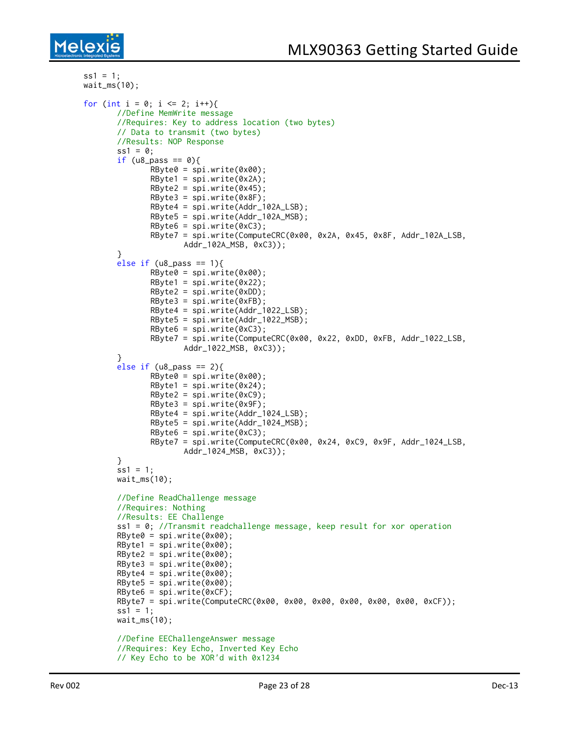```
ss1 = 1;
wait_ms(10);

for (int i = 0; i <= 2; i++){
        //Define MemWrite message
        //Requires: Key to address location (two bytes)
        // Data to transmit (two bytes)
        //Results: NOP Response
        ss1 = 0;
        if (u8_pass == 0){
                RByte0 = spi.write(0x00);
                RByte1 = spi.write(0x2A);
                RByte2 = spi.write(0x45);
                RByte3 = spi.write(0x8F);
                RByte4 = spi.write(Addr_102A_LSB);
                RByte5 = spi.write(Addr_102A_MSB);
                RByte6 = spi.write(0xC3);
                RByte7 = spi.write(ComputeCRC(0x00, 0x2A, 0x45, 0x8F, Addr_102A_LSB,
                        Addr_102A_MSB, 0xC3));
        }
        else if (u8_pass == 1){
                RByte0 = spi.write(0x00);
                RByte1 = spi.write(0x22);
                RByte2 = spi.write(0xDD);
                RByte3 = spi.write(0xFB);
                RByte4 = spi.write(Addr_1022_LSB);
                RByte5 = spi.write(Addr_1022_MSB);
                RByte6 = spi.write(0xC3);
                RByte7 = spi.write(ComputeCRC(0x00, 0x22, 0xDD, 0xFB, Addr_1022_LSB,
                        Addr_1022_MSB, 0xC3));
        }
        else if (u8_pass == 2){
                RByte0 = spi.write(0x00);
                RByte1 = spi.write(0x24);
                RByte2 = spi.write(0xC9);
                RByte3 = spi.write(0x9F);
                RByte4 = spi.write(Addr_1024_LSB);
                RByte5 = spi.write(Addr_1024_MSB);
                RByte6 = spi.write(0xC3);
                RByte7 = spi.write(ComputeCRC(0x00, 0x24, 0xC9, 0x9F, Addr_1024_LSB,
                        Addr_1024_MSB, 0xC3));
        }
        ss1 = 1;
        wait_ms(10);

        //Define ReadChallenge message
        //Requires: Nothing
        //Results: EE Challenge
        ss1 = 0; //Transmit readchallenge message, keep result for xor operation
        RByte0 = spi.write(0x00);
        RByte1 = spi.write(0x00);
        RByte2 = spi.write(0x00);
        RByte3 = spi.write(0x00);
        RByte4 = spi.write(0x00);
        RByte5 = spi.write(0x00);
        RByte6 = spi.write(0xCF);
        RByte7 = spi.write(ComputeCRC(0x00, 0x00, 0x00, 0x00, 0x00, 0x00, 0xCF));
        ss1 = 1;
        wait_ms(10);

        //Define EEChallengeAnswer message
        //Requires: Key Echo, Inverted Key Echo
        // Key Echo to be XOR'd with 0x1234
```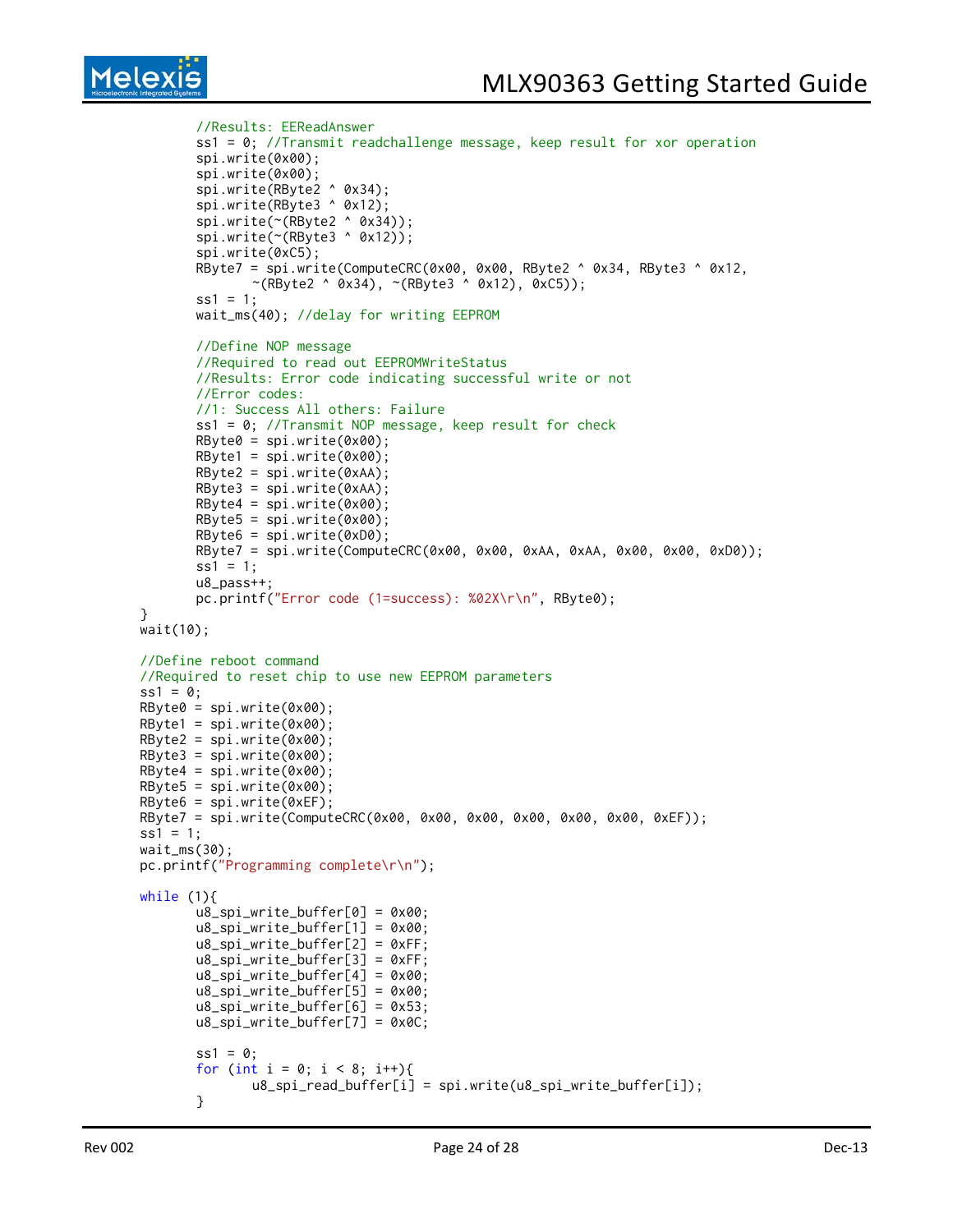```
        //Results: EEReadAnswer
        ss1 = 0; //Transmit readchallenge message, keep result for xor operation
        spi.write(0x00);
        spi.write(0x00);
        spi.write(RByte2 ^ 0x34);
        spi.write(RByte3 ^ 0x12);
        spi.write(~(RByte2 ^ 0x34));
        spi.write(~(RByte3 ^ 0x12));
        spi.write(0xC5);
        RByte7 = spi.write(ComputeCRC(0x00, 0x00, RByte2 ^ 0x34, RByte3 ^ 0x12,
                ~(RByte2 ^ 0x34), ~(RByte3 ^ 0x12), 0xC5));
        ss1 = 1;
        wait_ms(40); //delay for writing EEPROM

        //Define NOP message
        //Required to read out EEPROMWriteStatus
        //Results: Error code indicating successful write or not
        //Error codes:
        //1: Success All others: Failure
        ss1 = 0; //Transmit NOP message, keep result for check
        RByte0 = spi.write(0x00);
        RByte1 = spi.write(0x00);
        RByte2 = spi.write(0xAA);
        RByte3 = spi.write(0xAA);
        RByte4 = spi.write(0x00);
        RByte5 = spi.write(0x00);
        RByte6 = spi.write(0xD0);
        RByte7 = spi.write(ComputeCRC(0x00, 0x00, 0xAA, 0xAA, 0x00, 0x00, 0xD0));
        ss1 = 1;
        u8_pass++;
        pc.printf("Error code (1=success): %02X\r\n", RByte0);
    }
    wait(10);

    //Define reboot command
    //Required to reset chip to use new EEPROM parameters
    ss1 = 0;
    RByte0 = spi.write(0x00);
    RByte1 = spi.write(0x00);
    RByte2 = spi.write(0x00);
    RByte3 = spi.write(0x00);
    RByte4 = spi.write(0x00);
    RByte5 = spi.write(0x00);
    RByte6 = spi.write(0xEF);
    RByte7 = spi.write(ComputeCRC(0x00, 0x00, 0x00, 0x00, 0x00, 0x00, 0xEF));
    ss1 = 1;
    wait_ms(30);
    pc.printf("Programming complete\r\n");

    while (1){
        u8_spi_write_buffer[0] = 0x00;
        u8_spi_write_buffer[1] = 0x00;
        u8_spi_write_buffer[2] = 0xFF;
        u8_spi_write_buffer[3] = 0xFF;
        u8_spi_write_buffer[4] = 0x00;
        u8_spi_write_buffer[5] = 0x00;
        u8_spi_write_buffer[6] = 0x53;
        u8_spi_write_buffer[7] = 0x0C;

        ss1 = 0;
        for (int i = 0; i < 8; i++){
            u8_spi_read_buffer[i] = spi.write(u8_spi_write_buffer[i]);
        }
```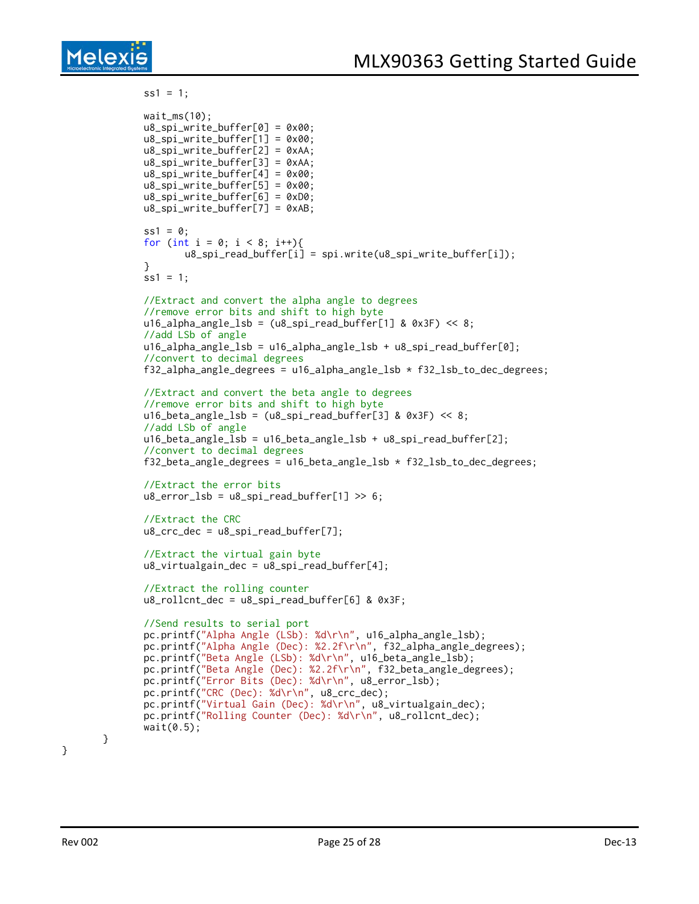```
            ss1 = 1;

            wait_ms(10);
            u8_spi_write_buffer[0] = 0x00;
            u8_spi_write_buffer[1] = 0x00;
            u8_spi_write_buffer[2] = 0xAA;
            u8_spi_write_buffer[3] = 0xAA;
            u8_spi_write_buffer[4] = 0x00;
            u8_spi_write_buffer[5] = 0x00;
            u8_spi_write_buffer[6] = 0xD0;
            u8_spi_write_buffer[7] = 0xAB;

            ss1 = 0;
            for (int i = 0; i < 8; i++){
                   u8_spi_read_buffer[i] = spi.write(u8_spi_write_buffer[i]);
            }
            ss1 = 1;

            //Extract and convert the alpha angle to degrees
            //remove error bits and shift to high byte
            u16_alpha_angle_lsb = (u8_spi_read_buffer[1] & 0x3F) << 8;
            //add LSb of angle
            u16_alpha_angle_lsb = u16_alpha_angle_lsb + u8_spi_read_buffer[0];
            //convert to decimal degrees
            f32_alpha_angle_degrees = u16_alpha_angle_lsb * f32_lsb_to_dec_degrees;

            //Extract and convert the beta angle to degrees
            //remove error bits and shift to high byte
            u16_beta_angle_lsb = (u8_spi_read_buffer[3] & 0x3F) << 8;
            //add LSb of angle
            u16_beta_angle_lsb = u16_beta_angle_lsb + u8_spi_read_buffer[2];
            //convert to decimal degrees
            f32_beta_angle_degrees = u16_beta_angle_lsb * f32_lsb_to_dec_degrees;

            //Extract the error bits
            u8_error_lsb = u8_spi_read_buffer[1] >> 6;

            //Extract the CRC
            u8_crc_dec = u8_spi_read_buffer[7];

            //Extract the virtual gain byte
            u8_virtualgain_dec = u8_spi_read_buffer[4];

            //Extract the rolling counter
            u8_rollcnt_dec = u8_spi_read_buffer[6] & 0x3F;

            //Send results to serial port
            pc.printf("Alpha Angle (LSb): %d\r\n", u16_alpha_angle_lsb);
            pc.printf("Alpha Angle (Dec): %2.2f\r\n", f32_alpha_angle_degrees);
            pc.printf("Beta Angle (LSb): %d\r\n", u16_beta_angle_lsb);
            pc.printf("Beta Angle (Dec): %2.2f\r\n", f32_beta_angle_degrees);
            pc.printf("Error Bits (Dec): %d\r\n", u8_error_lsb);
            pc.printf("CRC (Dec): %d\r\n", u8_crc_dec);
            pc.printf("Virtual Gain (Dec): %d\r\n", u8_virtualgain_dec);
            pc.printf("Rolling Counter (Dec): %d\r\n", u8_rollcnt_dec);
            wait(0.5);
        }
}
```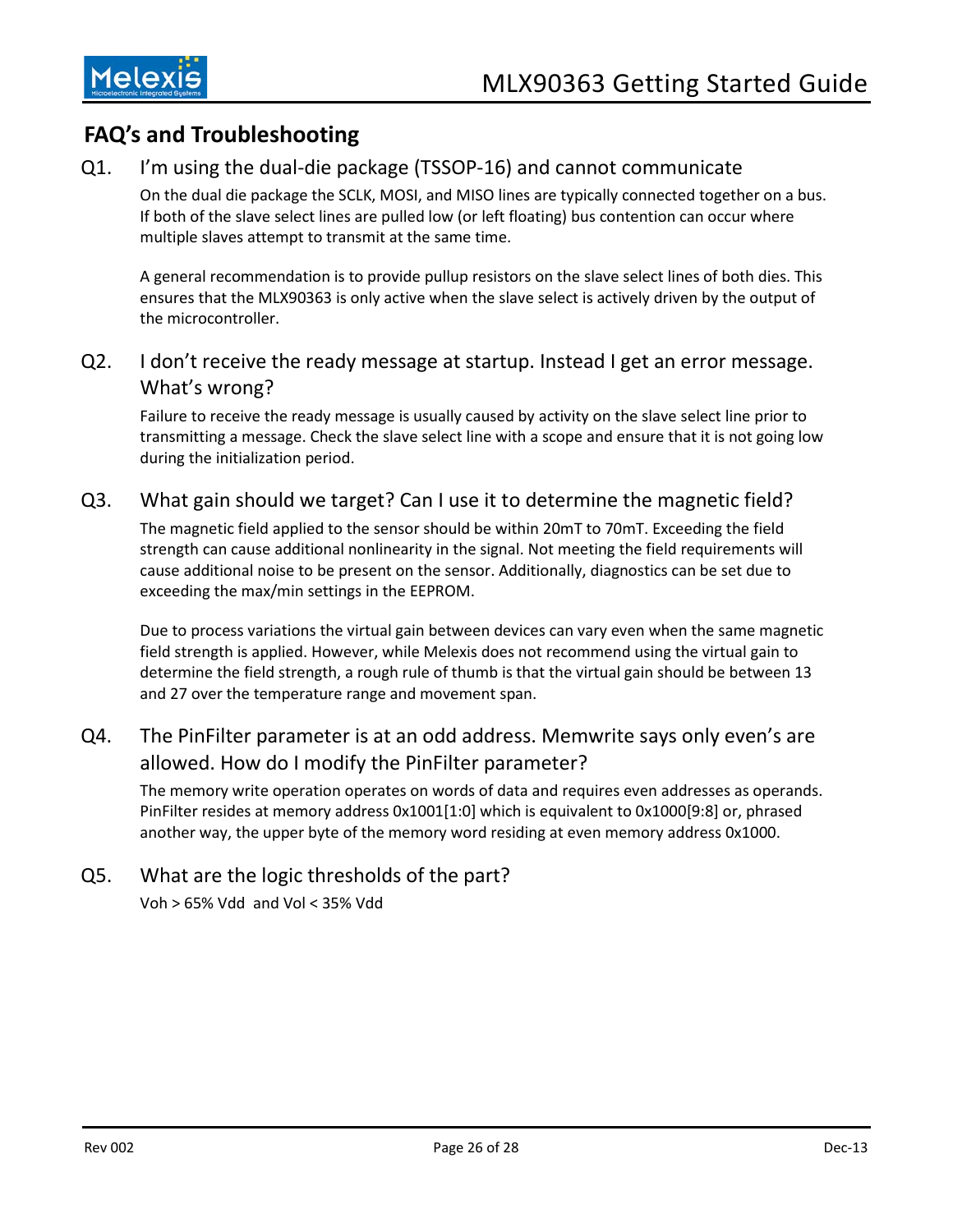## FAQ's and Troubleshooting

### Q1. I'm using the dual-die package (TSSOP-16) and cannot communicate

On the dual die package the SCLK, MOSI, and MISO lines are typically connected together on a bus. If both of the slave select lines are pulled low (or left floating) bus contention can occur where multiple slaves attempt to transmit at the same time.

A general recommendation is to provide pullup resistors on the slave select lines of both dies. This ensures that the MLX90363 is only active when the slave select is actively driven by the output of the microcontroller.

### Q2. I don't receive the ready message at startup. Instead I get an error message. What's wrong?

Failure to receive the ready message is usually caused by activity on the slave select line prior to transmitting a message. Check the slave select line with a scope and ensure that it is not going low during the initialization period.

### Q3. What gain should we target? Can I use it to determine the magnetic field?

The magnetic field applied to the sensor should be within 20mT to 70mT. Exceeding the field strength can cause additional nonlinearity in the signal. Not meeting the field requirements will cause additional noise to be present on the sensor. Additionally, diagnostics can be set due to exceeding the max/min settings in the EEPROM.

Due to process variations the virtual gain between devices can vary even when the same magnetic field strength is applied. However, while Melexis does not recommend using the virtual gain to determine the field strength, a rough rule of thumb is that the virtual gain should be between 13 and 27 over the temperature range and movement span.

### Q4. The PinFilter parameter is at an odd address. Memwrite says only even's are allowed. How do I modify the PinFilter parameter?

The memory write operation operates on words of data and requires even addresses as operands. PinFilter resides at memory address 0x1001[1:0] which is equivalent to 0x1000[9:8] or, phrased another way, the upper byte of the memory word residing at even memory address 0x1000.

### Q5. What are the logic thresholds of the part?

Voh > 65% Vdd and Vol < 35% Vdd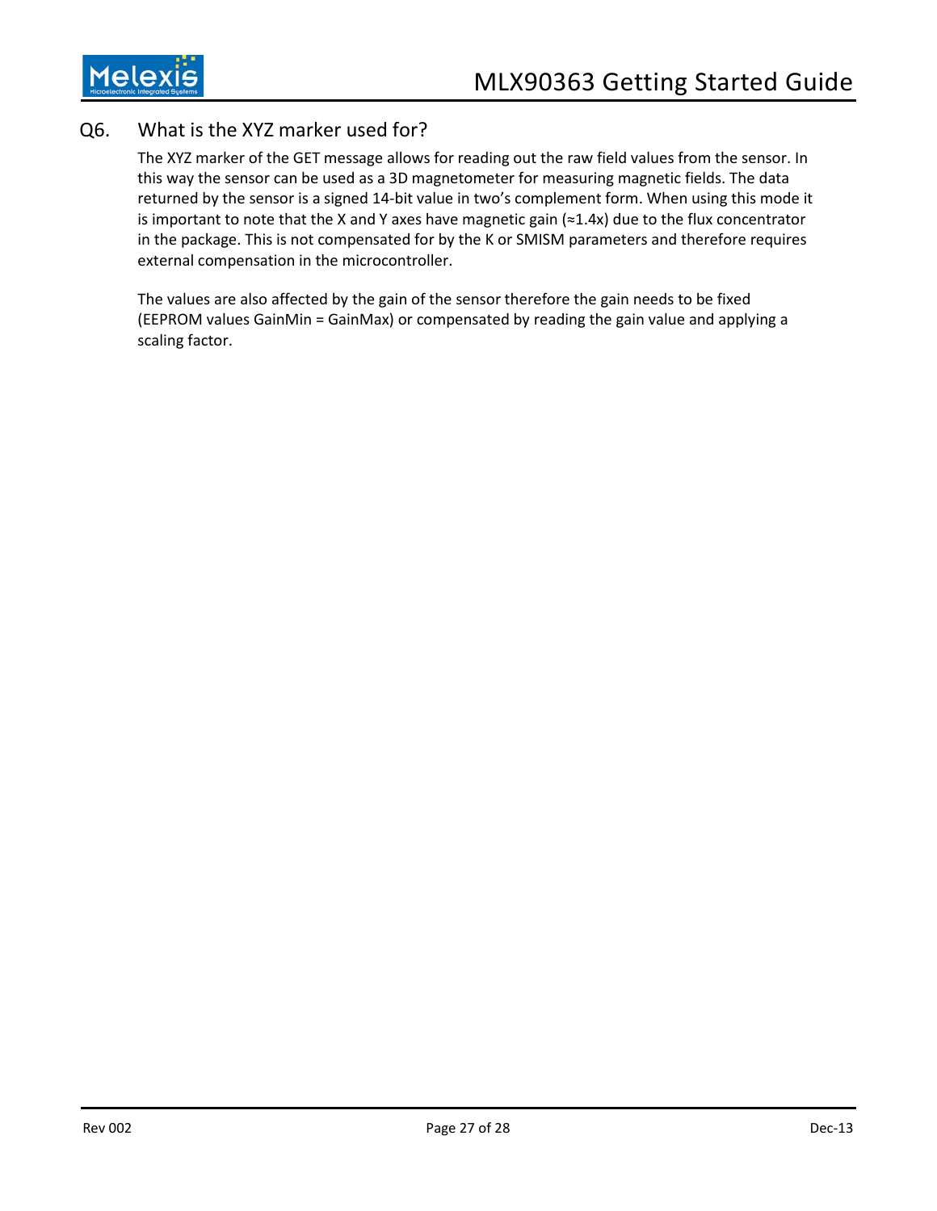## Q6. What is the XYZ marker used for?

The XYZ marker of the GET message allows for reading out the raw field values from the sensor. In this way the sensor can be used as a 3D magnetometer for measuring magnetic fields. The data returned by the sensor is a signed 14-bit value in two's complement form. When using this mode it is important to note that the X and Y axes have magnetic gain (≈1.4x) due to the flux concentrator in the package. This is not compensated for by the K or SMISM parameters and therefore requires external compensation in the microcontroller.

The values are also affected by the gain of the sensor therefore the gain needs to be fixed (EEPROM values GainMin = GainMax) or compensated by reading the gain value and applying a scaling factor.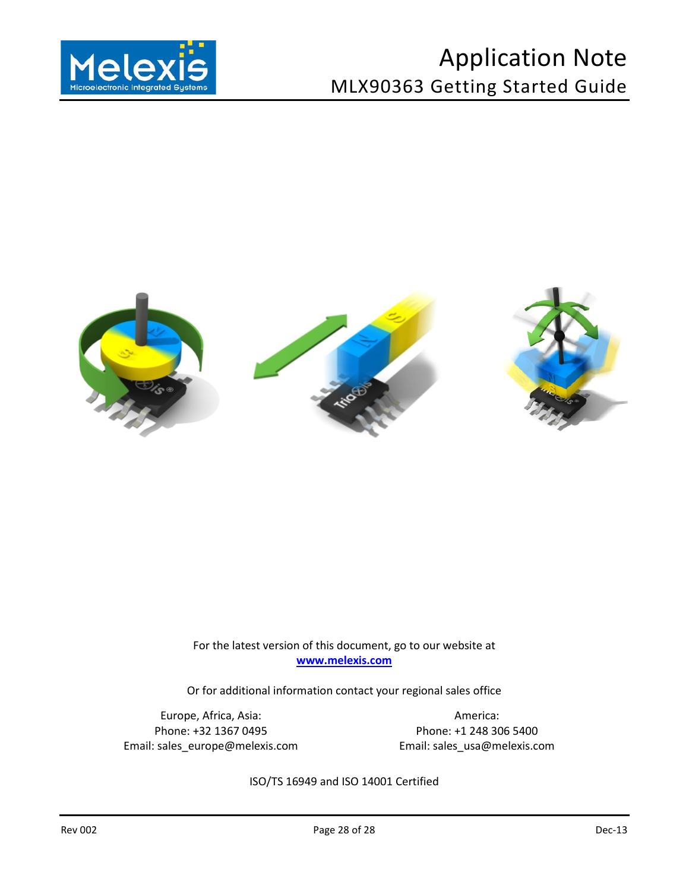For the latest version of this document, go to our website at
**[www.melexis.com](http://www.melexis.com)**

Or for additional information contact your regional sales office

Europe, Africa, Asia:
Phone: +32 1367 0495
Email: sales_europe@melexis.com

America:
Phone: +1 248 306 5400
Email: sales_usa@melexis.com

ISO/TS 16949 and ISO 14001 Certified